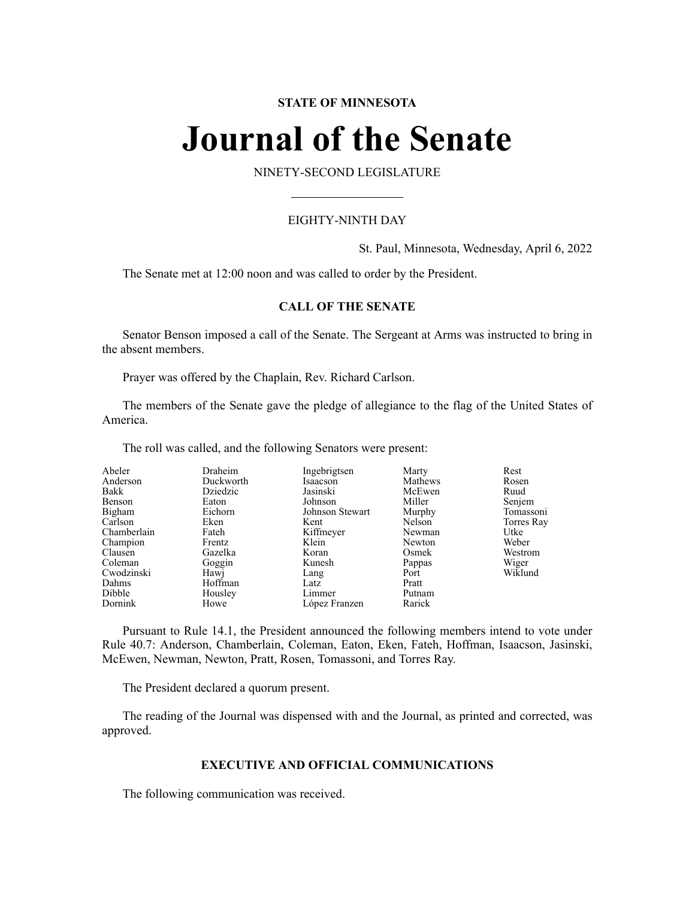**STATE OF MINNESOTA**

# Journal of the Senate

NINETY-SECOND LEGISLATURE

EIGHTY-NINTH DAY

St. Paul, Minnesota, Wednesday, April 6, 2022

The Senate met at 12:00 noon and was called to order by the President.

## CALL OF THE SENATE

Senator Benson imposed a call of the Senate. The Sergeant at Arms was instructed to bring in the absent members.

Prayer was offered by the Chaplain, Rev. Richard Carlson.

The members of the Senate gave the pledge of allegiance to the flag of the United States of America.

The roll was called, and the following Senators were present:

| | | | | |
|---|---|---|---|---|
| Abeler | Draheim | Ingebrigtsen | Marty | Rest |
| Anderson | Duckworth | Isaacson | Mathews | Rosen |
| Bakk | Dziedzic | Jasinski | McEwen | Ruud |
| Benson | Eaton | Johnson | Miller | Senjem |
| Bigham | Eichorn | Johnson Stewart | Murphy | Tomassoni |
| Carlson | Eken | Kent | Nelson | Torres Ray |
| Chamberlain | Fateh | Kiffmeyer | Newman | Utke |
| Champion | Frentz | Klein | Newton | Weber |
| Clausen | Gazelka | Koran | Osmek | Westrom |
| Coleman | Goggin | Kunesh | Pappas | Wiger |
| Cwodzinski | Hawj | Lang | Port | Wiklund |
| Dahms | Hoffman | Latz | Pratt | |
| Dibble | Housley | Limmer | Putnam | |
| Dornink | Howe | López Franzen | Rarick | |

Pursuant to Rule 14.1, the President announced the following members intend to vote under Rule 40.7: Anderson, Chamberlain, Coleman, Eaton, Eken, Fateh, Hoffman, Isaacson, Jasinski, McEwen, Newman, Newton, Pratt, Rosen, Tomassoni, and Torres Ray.

The President declared a quorum present.

The reading of the Journal was dispensed with and the Journal, as printed and corrected, was approved.

## EXECUTIVE AND OFFICIAL COMMUNICATIONS

The following communication was received.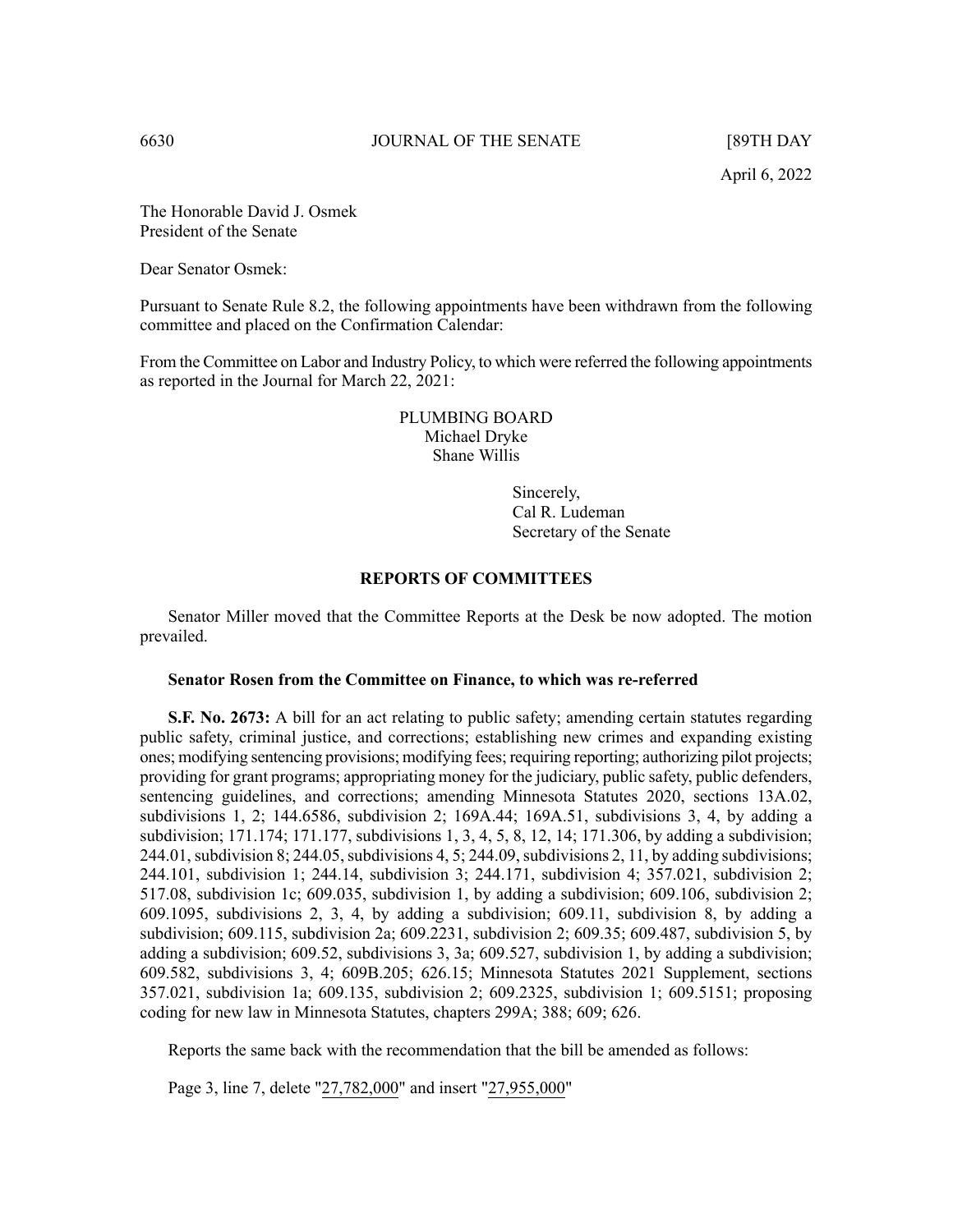April 6, 2022

The Honorable David J. Osmek
President of the Senate

Dear Senator Osmek:

Pursuant to Senate Rule 8.2, the following appointments have been withdrawn from the following committee and placed on the Confirmation Calendar:

From the Committee on Labor and Industry Policy, to which were referred the following appointments as reported in the Journal for March 22, 2021:

PLUMBING BOARD
Michael Dryke
Shane Willis

Sincerely,
Cal R. Ludeman
Secretary of the Senate

## REPORTS OF COMMITTEES

Senator Miller moved that the Committee Reports at the Desk be now adopted. The motion prevailed.

**Senator Rosen from the Committee on Finance, to which was re-referred**

**S.F. No. 2673:** A bill for an act relating to public safety; amending certain statutes regarding public safety, criminal justice, and corrections; establishing new crimes and expanding existing ones; modifying sentencing provisions; modifying fees; requiring reporting; authorizing pilot projects; providing for grant programs; appropriating money for the judiciary, public safety, public defenders, sentencing guidelines, and corrections; amending Minnesota Statutes 2020, sections 13A.02, subdivisions 1, 2; 144.6586, subdivision 2; 169A.44; 169A.51, subdivisions 3, 4, by adding a subdivision; 171.174; 171.177, subdivisions 1, 3, 4, 5, 8, 12, 14; 171.306, by adding a subdivision; 244.01, subdivision 8; 244.05, subdivisions 4, 5; 244.09, subdivisions 2, 11, by adding subdivisions; 244.101, subdivision 1; 244.14, subdivision 3; 244.171, subdivision 4; 357.021, subdivision 2; 517.08, subdivision 1c; 609.035, subdivision 1, by adding a subdivision; 609.106, subdivision 2; 609.1095, subdivisions 2, 3, 4, by adding a subdivision; 609.11, subdivision 8, by adding a subdivision; 609.115, subdivision 2a; 609.2231, subdivision 2; 609.35; 609.487, subdivision 5, by adding a subdivision; 609.52, subdivisions 3, 3a; 609.527, subdivision 1, by adding a subdivision; 609.582, subdivisions 3, 4; 609B.205; 626.15; Minnesota Statutes 2021 Supplement, sections 357.021, subdivision 1a; 609.135, subdivision 2; 609.2325, subdivision 1; 609.5151; proposing coding for new law in Minnesota Statutes, chapters 299A; 388; 609; 626.

Reports the same back with the recommendation that the bill be amended as follows:

Page 3, line 7, delete "27,782,000" and insert "27,955,000"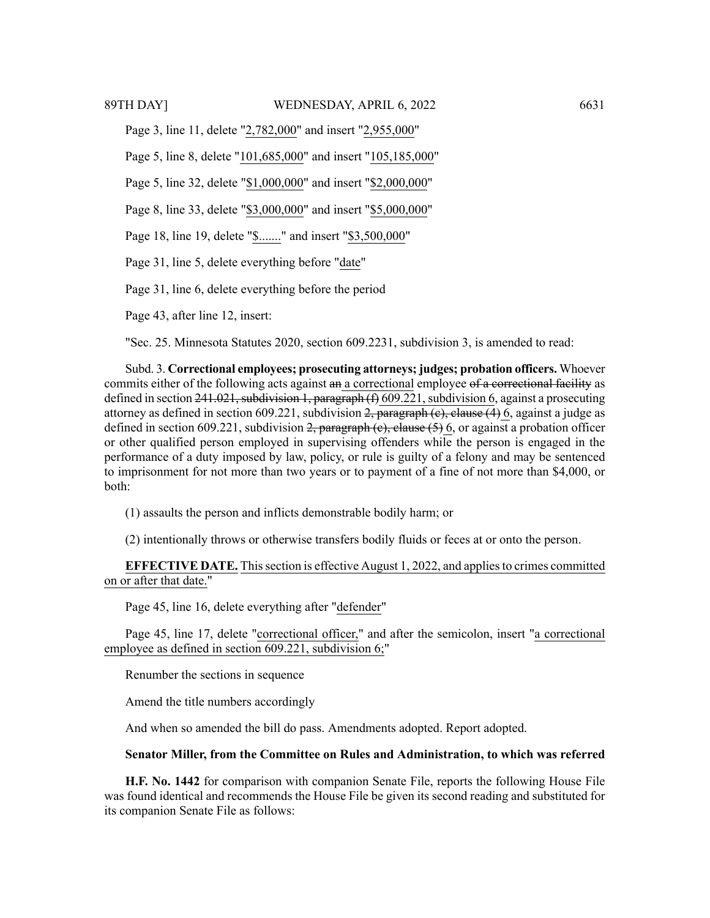Page 3, line 11, delete "2,782,000" and insert "2,955,000"

Page 5, line 8, delete "101,685,000" and insert "105,185,000"

Page 5, line 32, delete "$1,000,000" and insert "$2,000,000"

Page 8, line 33, delete "$3,000,000" and insert "$5,000,000"

Page 18, line 19, delete "$......." and insert "$3,500,000"

Page 31, line 5, delete everything before "date"

Page 31, line 6, delete everything before the period

Page 43, after line 12, insert:

"Sec. 25. Minnesota Statutes 2020, section 609.2231, subdivision 3, is amended to read:

Subd. 3. **Correctional employees; prosecuting attorneys; judges; probation officers.** Whoever commits either of the following acts against ~~an~~ a correctional employee ~~of a correctional facility~~ as defined in section ~~241.021, subdivision 1, paragraph (f)~~ 609.221, subdivision 6, against a prosecuting attorney as defined in section 609.221, subdivision ~~2, paragraph (c), clause (4)~~ 6, against a judge as defined in section 609.221, subdivision ~~2, paragraph (c), clause (5)~~ 6, or against a probation officer or other qualified person employed in supervising offenders while the person is engaged in the performance of a duty imposed by law, policy, or rule is guilty of a felony and may be sentenced to imprisonment for not more than two years or to payment of a fine of not more than $4,000, or both:

(1) assaults the person and inflicts demonstrable bodily harm; or

(2) intentionally throws or otherwise transfers bodily fluids or feces at or onto the person.

**EFFECTIVE DATE.** This section is effective August 1, 2022, and applies to crimes committed on or after that date."

Page 45, line 16, delete everything after "defender"

Page 45, line 17, delete "correctional officer," and after the semicolon, insert "a correctional employee as defined in section 609.221, subdivision 6;"

Renumber the sections in sequence

Amend the title numbers accordingly

And when so amended the bill do pass. Amendments adopted. Report adopted.

**Senator Miller, from the Committee on Rules and Administration, to which was referred**

**H.F. No. 1442** for comparison with companion Senate File, reports the following House File was found identical and recommends the House File be given its second reading and substituted for its companion Senate File as follows: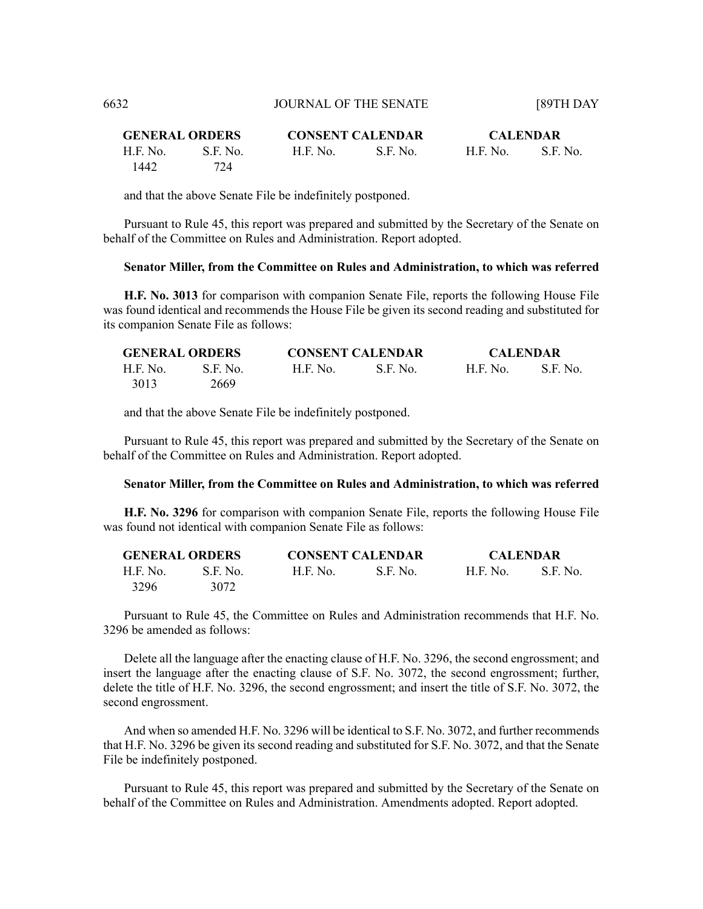| GENERAL ORDERS | | CONSENT CALENDAR | | CALENDAR | |
|---|---|---|---|---|---|
| H.F. No. | S.F. No. | H.F. No. | S.F. No. | H.F. No. | S.F. No. |
| 1442 | 724 | | | | |

and that the above Senate File be indefinitely postponed.

Pursuant to Rule 45, this report was prepared and submitted by the Secretary of the Senate on behalf of the Committee on Rules and Administration. Report adopted.

**Senator Miller, from the Committee on Rules and Administration, to which was referred**

**H.F. No. 3013** for comparison with companion Senate File, reports the following House File was found identical and recommends the House File be given its second reading and substituted for its companion Senate File as follows:

| GENERAL ORDERS | | CONSENT CALENDAR | | CALENDAR | |
|---|---|---|---|---|---|
| H.F. No. | S.F. No. | H.F. No. | S.F. No. | H.F. No. | S.F. No. |
| 3013 | 2669 | | | | |

and that the above Senate File be indefinitely postponed.

Pursuant to Rule 45, this report was prepared and submitted by the Secretary of the Senate on behalf of the Committee on Rules and Administration. Report adopted.

**Senator Miller, from the Committee on Rules and Administration, to which was referred**

**H.F. No. 3296** for comparison with companion Senate File, reports the following House File was found not identical with companion Senate File as follows:

| GENERAL ORDERS | | CONSENT CALENDAR | | CALENDAR | |
|---|---|---|---|---|---|
| H.F. No. | S.F. No. | H.F. No. | S.F. No. | H.F. No. | S.F. No. |
| 3296 | 3072 | | | | |

Pursuant to Rule 45, the Committee on Rules and Administration recommends that H.F. No. 3296 be amended as follows:

Delete all the language after the enacting clause of H.F. No. 3296, the second engrossment; and insert the language after the enacting clause of S.F. No. 3072, the second engrossment; further, delete the title of H.F. No. 3296, the second engrossment; and insert the title of S.F. No. 3072, the second engrossment.

And when so amended H.F. No. 3296 will be identical to S.F. No. 3072, and further recommends that H.F. No. 3296 be given its second reading and substituted for S.F. No. 3072, and that the Senate File be indefinitely postponed.

Pursuant to Rule 45, this report was prepared and submitted by the Secretary of the Senate on behalf of the Committee on Rules and Administration. Amendments adopted. Report adopted.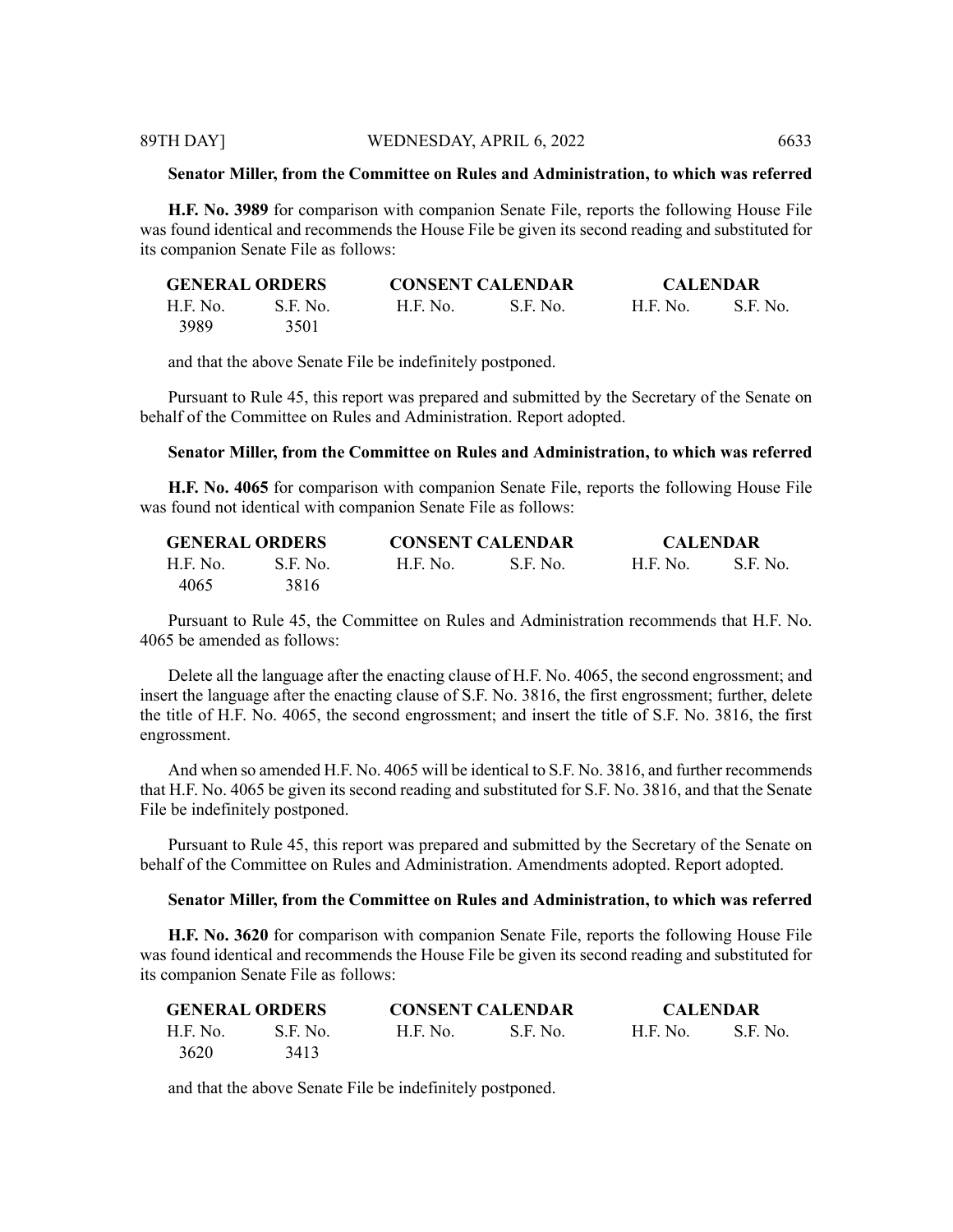**Senator Miller, from the Committee on Rules and Administration, to which was referred**

**H.F. No. 3989** for comparison with companion Senate File, reports the following House File was found identical and recommends the House File be given its second reading and substituted for its companion Senate File as follows:

| GENERAL ORDERS | | CONSENT CALENDAR | | CALENDAR | |
|---|---|---|---|---|---|
| H.F. No. | S.F. No. | H.F. No. | S.F. No. | H.F. No. | S.F. No. |
| 3989 | 3501 | | | | |

and that the above Senate File be indefinitely postponed.

Pursuant to Rule 45, this report was prepared and submitted by the Secretary of the Senate on behalf of the Committee on Rules and Administration. Report adopted.

**Senator Miller, from the Committee on Rules and Administration, to which was referred**

**H.F. No. 4065** for comparison with companion Senate File, reports the following House File was found not identical with companion Senate File as follows:

| GENERAL ORDERS | | CONSENT CALENDAR | | CALENDAR | |
|---|---|---|---|---|---|
| H.F. No. | S.F. No. | H.F. No. | S.F. No. | H.F. No. | S.F. No. |
| 4065 | 3816 | | | | |

Pursuant to Rule 45, the Committee on Rules and Administration recommends that H.F. No. 4065 be amended as follows:

Delete all the language after the enacting clause of H.F. No. 4065, the second engrossment; and insert the language after the enacting clause of S.F. No. 3816, the first engrossment; further, delete the title of H.F. No. 4065, the second engrossment; and insert the title of S.F. No. 3816, the first engrossment.

And when so amended H.F. No. 4065 will be identical to S.F. No. 3816, and further recommends that H.F. No. 4065 be given its second reading and substituted for S.F. No. 3816, and that the Senate File be indefinitely postponed.

Pursuant to Rule 45, this report was prepared and submitted by the Secretary of the Senate on behalf of the Committee on Rules and Administration. Amendments adopted. Report adopted.

**Senator Miller, from the Committee on Rules and Administration, to which was referred**

**H.F. No. 3620** for comparison with companion Senate File, reports the following House File was found identical and recommends the House File be given its second reading and substituted for its companion Senate File as follows:

| GENERAL ORDERS | | CONSENT CALENDAR | | CALENDAR | |
|---|---|---|---|---|---|
| H.F. No. | S.F. No. | H.F. No. | S.F. No. | H.F. No. | S.F. No. |
| 3620 | 3413 | | | | |

and that the above Senate File be indefinitely postponed.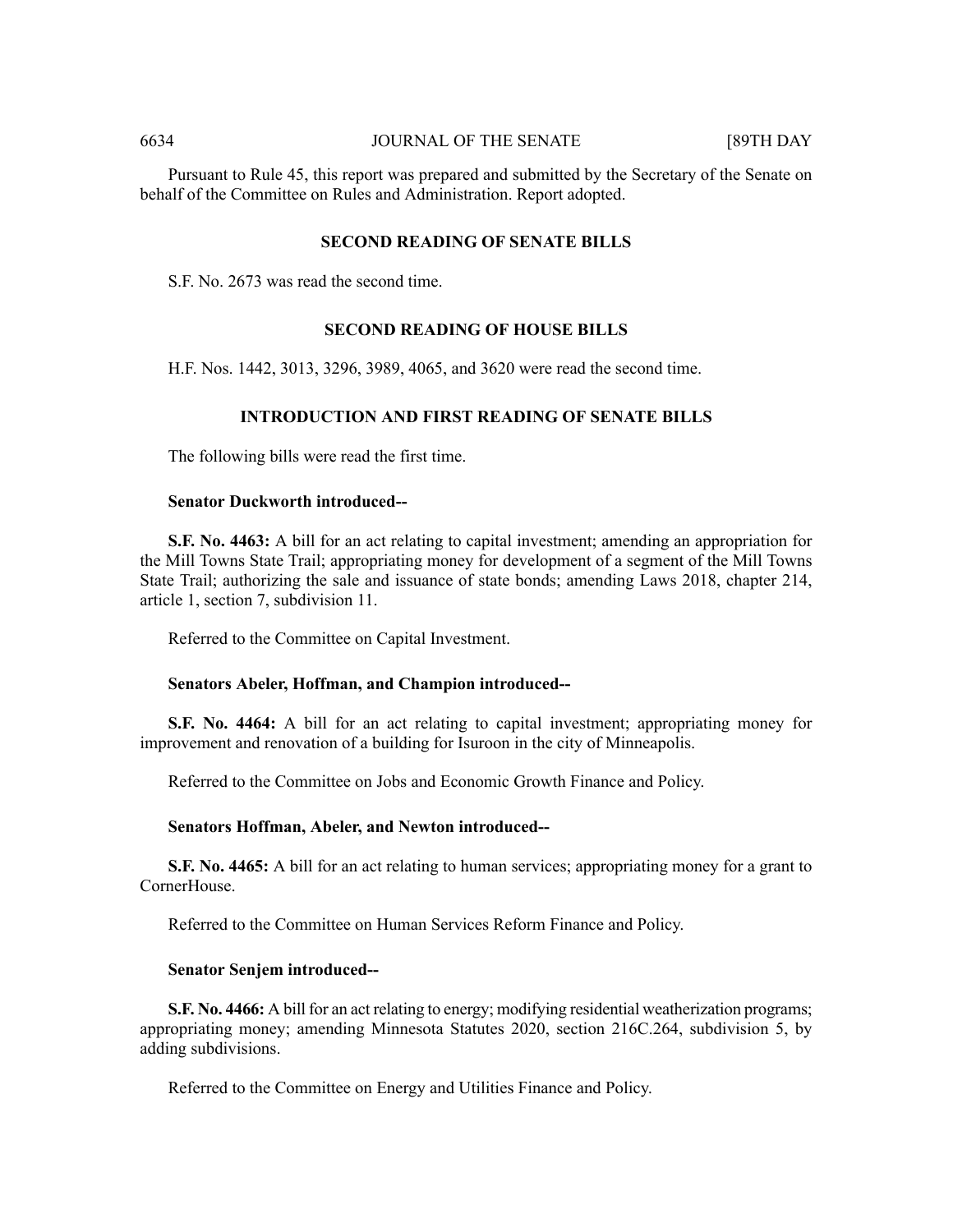Pursuant to Rule 45, this report was prepared and submitted by the Secretary of the Senate on behalf of the Committee on Rules and Administration. Report adopted.

## SECOND READING OF SENATE BILLS

S.F. No. 2673 was read the second time.

## SECOND READING OF HOUSE BILLS

H.F. Nos. 1442, 3013, 3296, 3989, 4065, and 3620 were read the second time.

## INTRODUCTION AND FIRST READING OF SENATE BILLS

The following bills were read the first time.

**Senator Duckworth introduced--**

**S.F. No. 4463:** A bill for an act relating to capital investment; amending an appropriation for the Mill Towns State Trail; appropriating money for development of a segment of the Mill Towns State Trail; authorizing the sale and issuance of state bonds; amending Laws 2018, chapter 214, article 1, section 7, subdivision 11.

Referred to the Committee on Capital Investment.

**Senators Abeler, Hoffman, and Champion introduced--**

**S.F. No. 4464:** A bill for an act relating to capital investment; appropriating money for improvement and renovation of a building for Isuroon in the city of Minneapolis.

Referred to the Committee on Jobs and Economic Growth Finance and Policy.

**Senators Hoffman, Abeler, and Newton introduced--**

**S.F. No. 4465:** A bill for an act relating to human services; appropriating money for a grant to CornerHouse.

Referred to the Committee on Human Services Reform Finance and Policy.

**Senator Senjem introduced--**

**S.F. No. 4466:** A bill for an act relating to energy; modifying residential weatherization programs; appropriating money; amending Minnesota Statutes 2020, section 216C.264, subdivision 5, by adding subdivisions.

Referred to the Committee on Energy and Utilities Finance and Policy.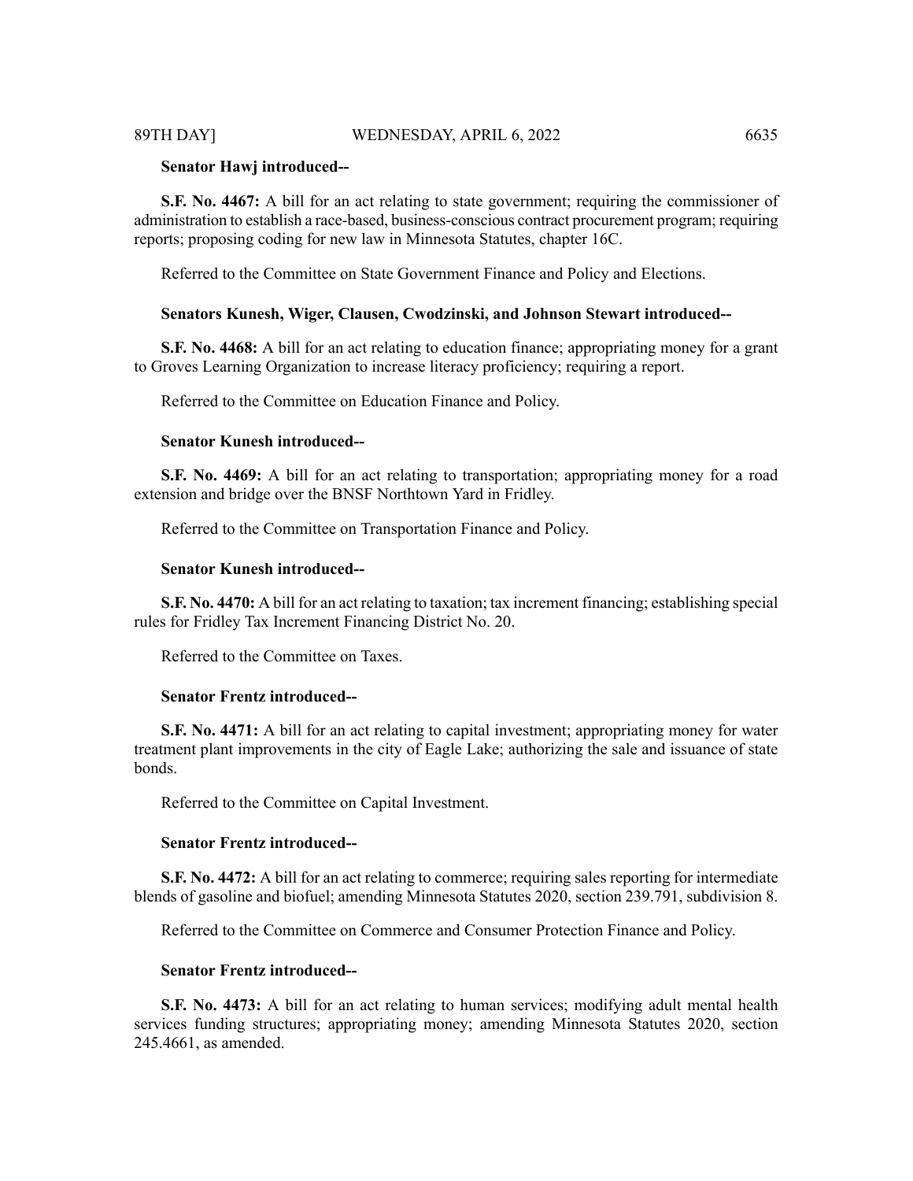**Senator Hawj introduced--**

**S.F. No. 4467:** A bill for an act relating to state government; requiring the commissioner of administration to establish a race-based, business-conscious contract procurement program; requiring reports; proposing coding for new law in Minnesota Statutes, chapter 16C.

Referred to the Committee on State Government Finance and Policy and Elections.

**Senators Kunesh, Wiger, Clausen, Cwodzinski, and Johnson Stewart introduced--**

**S.F. No. 4468:** A bill for an act relating to education finance; appropriating money for a grant to Groves Learning Organization to increase literacy proficiency; requiring a report.

Referred to the Committee on Education Finance and Policy.

**Senator Kunesh introduced--**

**S.F. No. 4469:** A bill for an act relating to transportation; appropriating money for a road extension and bridge over the BNSF Northtown Yard in Fridley.

Referred to the Committee on Transportation Finance and Policy.

**Senator Kunesh introduced--**

**S.F. No. 4470:** A bill for an act relating to taxation; tax increment financing; establishing special rules for Fridley Tax Increment Financing District No. 20.

Referred to the Committee on Taxes.

**Senator Frentz introduced--**

**S.F. No. 4471:** A bill for an act relating to capital investment; appropriating money for water treatment plant improvements in the city of Eagle Lake; authorizing the sale and issuance of state bonds.

Referred to the Committee on Capital Investment.

**Senator Frentz introduced--**

**S.F. No. 4472:** A bill for an act relating to commerce; requiring sales reporting for intermediate blends of gasoline and biofuel; amending Minnesota Statutes 2020, section 239.791, subdivision 8.

Referred to the Committee on Commerce and Consumer Protection Finance and Policy.

**Senator Frentz introduced--**

**S.F. No. 4473:** A bill for an act relating to human services; modifying adult mental health services funding structures; appropriating money; amending Minnesota Statutes 2020, section 245.4661, as amended.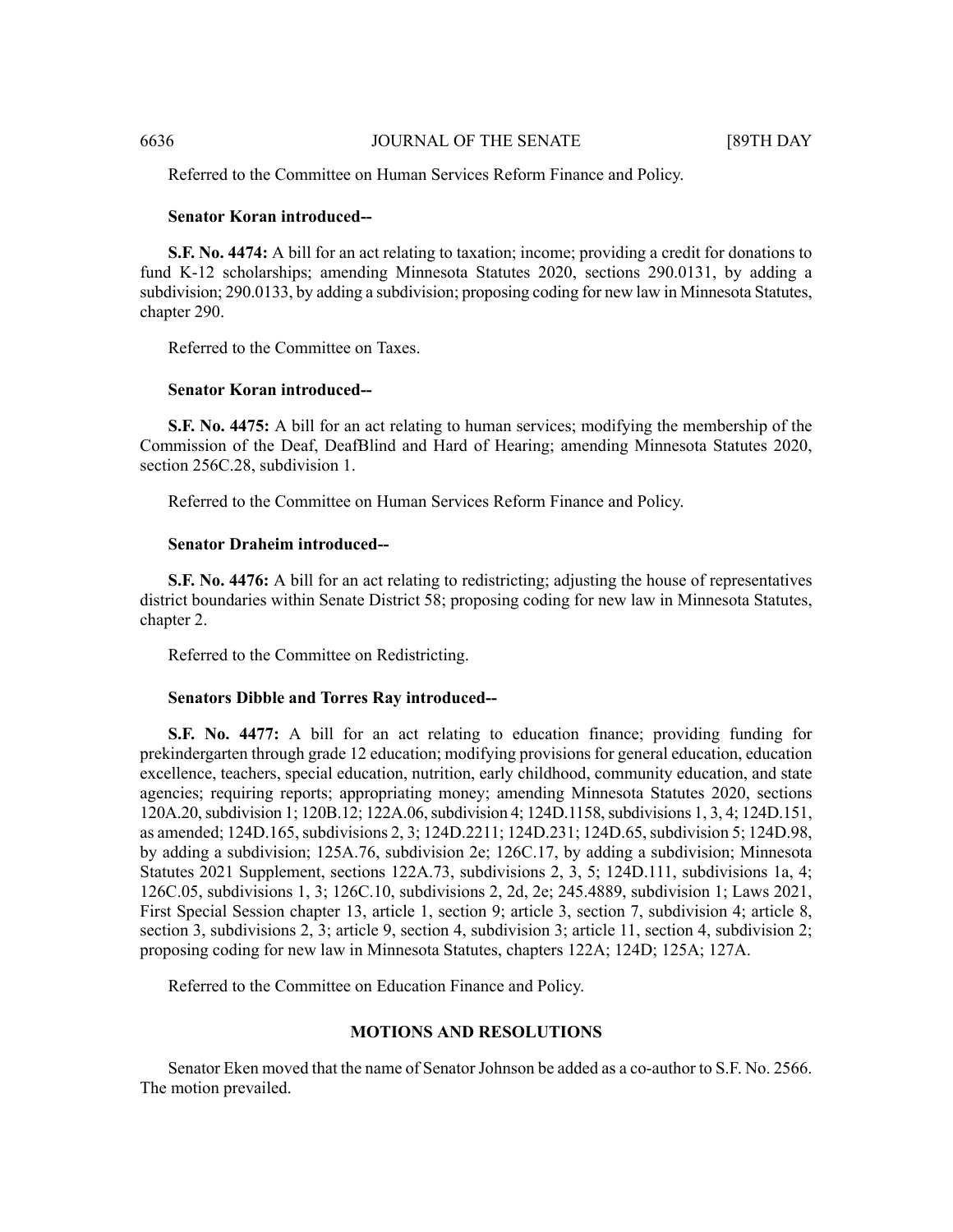Referred to the Committee on Human Services Reform Finance and Policy.

**Senator Koran introduced--**

**S.F. No. 4474:** A bill for an act relating to taxation; income; providing a credit for donations to fund K-12 scholarships; amending Minnesota Statutes 2020, sections 290.0131, by adding a subdivision; 290.0133, by adding a subdivision; proposing coding for new law in Minnesota Statutes, chapter 290.

Referred to the Committee on Taxes.

**Senator Koran introduced--**

**S.F. No. 4475:** A bill for an act relating to human services; modifying the membership of the Commission of the Deaf, DeafBlind and Hard of Hearing; amending Minnesota Statutes 2020, section 256C.28, subdivision 1.

Referred to the Committee on Human Services Reform Finance and Policy.

**Senator Draheim introduced--**

**S.F. No. 4476:** A bill for an act relating to redistricting; adjusting the house of representatives district boundaries within Senate District 58; proposing coding for new law in Minnesota Statutes, chapter 2.

Referred to the Committee on Redistricting.

**Senators Dibble and Torres Ray introduced--**

**S.F. No. 4477:** A bill for an act relating to education finance; providing funding for prekindergarten through grade 12 education; modifying provisions for general education, education excellence, teachers, special education, nutrition, early childhood, community education, and state agencies; requiring reports; appropriating money; amending Minnesota Statutes 2020, sections 120A.20, subdivision 1; 120B.12; 122A.06, subdivision 4; 124D.1158, subdivisions 1, 3, 4; 124D.151, as amended; 124D.165, subdivisions 2, 3; 124D.2211; 124D.231; 124D.65, subdivision 5; 124D.98, by adding a subdivision; 125A.76, subdivision 2e; 126C.17, by adding a subdivision; Minnesota Statutes 2021 Supplement, sections 122A.73, subdivisions 2, 3, 5; 124D.111, subdivisions 1a, 4; 126C.05, subdivisions 1, 3; 126C.10, subdivisions 2, 2d, 2e; 245.4889, subdivision 1; Laws 2021, First Special Session chapter 13, article 1, section 9; article 3, section 7, subdivision 4; article 8, section 3, subdivisions 2, 3; article 9, section 4, subdivision 3; article 11, section 4, subdivision 2; proposing coding for new law in Minnesota Statutes, chapters 122A; 124D; 125A; 127A.

Referred to the Committee on Education Finance and Policy.

## MOTIONS AND RESOLUTIONS

Senator Eken moved that the name of Senator Johnson be added as a co-author to S.F. No. 2566. The motion prevailed.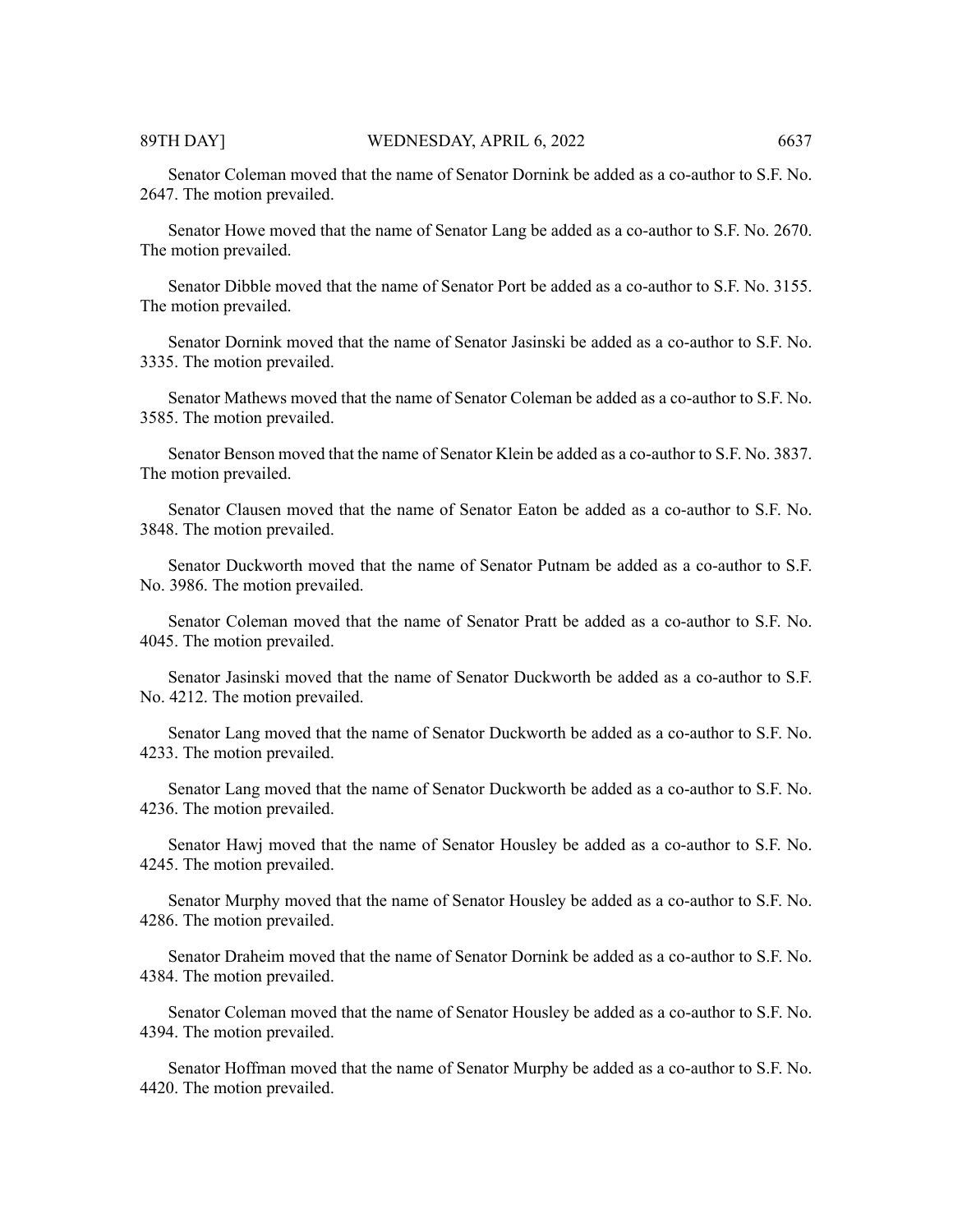Senator Coleman moved that the name of Senator Dornink be added as a co-author to S.F. No. 2647. The motion prevailed.

Senator Howe moved that the name of Senator Lang be added as a co-author to S.F. No. 2670. The motion prevailed.

Senator Dibble moved that the name of Senator Port be added as a co-author to S.F. No. 3155. The motion prevailed.

Senator Dornink moved that the name of Senator Jasinski be added as a co-author to S.F. No. 3335. The motion prevailed.

Senator Mathews moved that the name of Senator Coleman be added as a co-author to S.F. No. 3585. The motion prevailed.

Senator Benson moved that the name of Senator Klein be added as a co-author to S.F. No. 3837. The motion prevailed.

Senator Clausen moved that the name of Senator Eaton be added as a co-author to S.F. No. 3848. The motion prevailed.

Senator Duckworth moved that the name of Senator Putnam be added as a co-author to S.F. No. 3986. The motion prevailed.

Senator Coleman moved that the name of Senator Pratt be added as a co-author to S.F. No. 4045. The motion prevailed.

Senator Jasinski moved that the name of Senator Duckworth be added as a co-author to S.F. No. 4212. The motion prevailed.

Senator Lang moved that the name of Senator Duckworth be added as a co-author to S.F. No. 4233. The motion prevailed.

Senator Lang moved that the name of Senator Duckworth be added as a co-author to S.F. No. 4236. The motion prevailed.

Senator Hawj moved that the name of Senator Housley be added as a co-author to S.F. No. 4245. The motion prevailed.

Senator Murphy moved that the name of Senator Housley be added as a co-author to S.F. No. 4286. The motion prevailed.

Senator Draheim moved that the name of Senator Dornink be added as a co-author to S.F. No. 4384. The motion prevailed.

Senator Coleman moved that the name of Senator Housley be added as a co-author to S.F. No. 4394. The motion prevailed.

Senator Hoffman moved that the name of Senator Murphy be added as a co-author to S.F. No. 4420. The motion prevailed.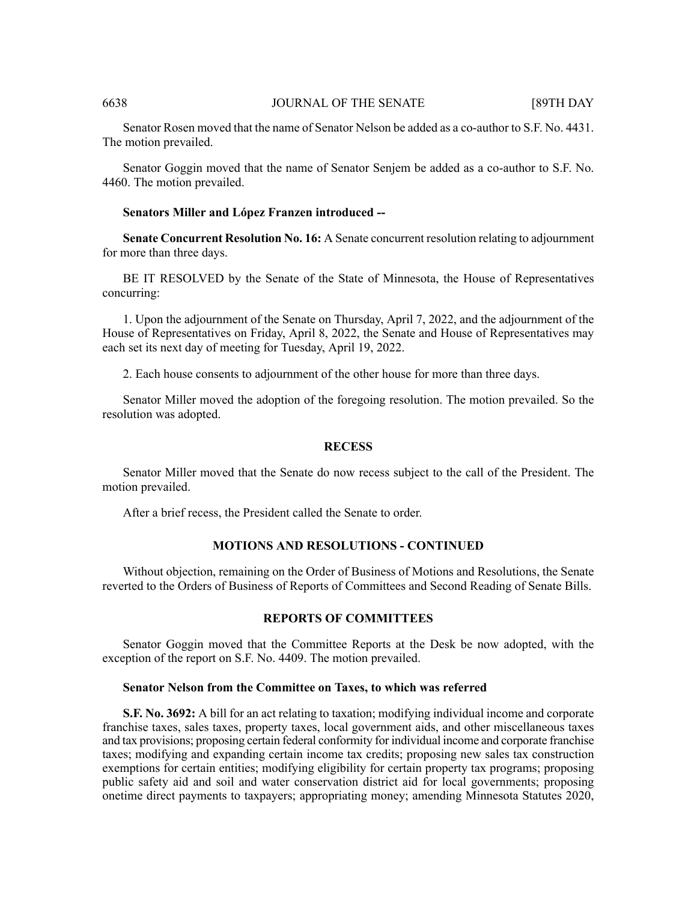Senator Rosen moved that the name of Senator Nelson be added as a co-author to S.F. No. 4431. The motion prevailed.

Senator Goggin moved that the name of Senator Senjem be added as a co-author to S.F. No. 4460. The motion prevailed.

**Senators Miller and López Franzen introduced --**

**Senate Concurrent Resolution No. 16:** A Senate concurrent resolution relating to adjournment for more than three days.

BE IT RESOLVED by the Senate of the State of Minnesota, the House of Representatives concurring:

1. Upon the adjournment of the Senate on Thursday, April 7, 2022, and the adjournment of the House of Representatives on Friday, April 8, 2022, the Senate and House of Representatives may each set its next day of meeting for Tuesday, April 19, 2022.

2. Each house consents to adjournment of the other house for more than three days.

Senator Miller moved the adoption of the foregoing resolution. The motion prevailed. So the resolution was adopted.

## RECESS

Senator Miller moved that the Senate do now recess subject to the call of the President. The motion prevailed.

After a brief recess, the President called the Senate to order.

## MOTIONS AND RESOLUTIONS - CONTINUED

Without objection, remaining on the Order of Business of Motions and Resolutions, the Senate reverted to the Orders of Business of Reports of Committees and Second Reading of Senate Bills.

## REPORTS OF COMMITTEES

Senator Goggin moved that the Committee Reports at the Desk be now adopted, with the exception of the report on S.F. No. 4409. The motion prevailed.

**Senator Nelson from the Committee on Taxes, to which was referred**

**S.F. No. 3692:** A bill for an act relating to taxation; modifying individual income and corporate franchise taxes, sales taxes, property taxes, local government aids, and other miscellaneous taxes and tax provisions; proposing certain federal conformity for individual income and corporate franchise taxes; modifying and expanding certain income tax credits; proposing new sales tax construction exemptions for certain entities; modifying eligibility for certain property tax programs; proposing public safety aid and soil and water conservation district aid for local governments; proposing onetime direct payments to taxpayers; appropriating money; amending Minnesota Statutes 2020,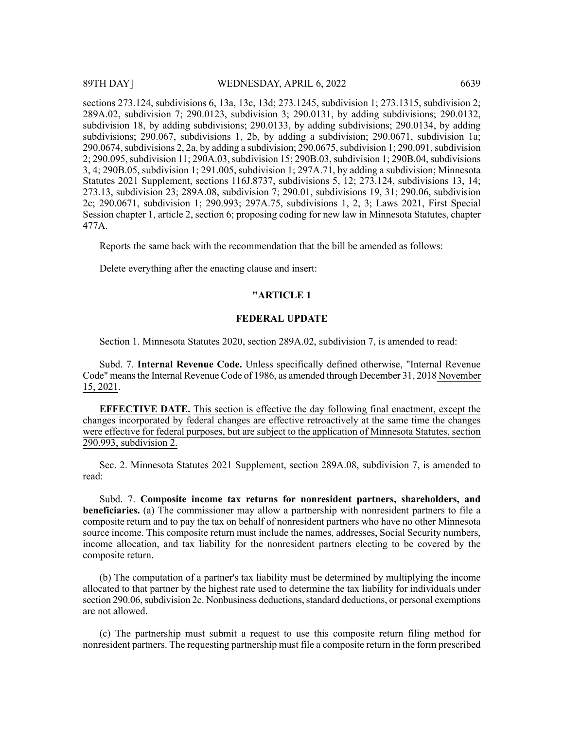sections 273.124, subdivisions 6, 13a, 13c, 13d; 273.1245, subdivision 1; 273.1315, subdivision 2; 289A.02, subdivision 7; 290.0123, subdivision 3; 290.0131, by adding subdivisions; 290.0132, subdivision 18, by adding subdivisions; 290.0133, by adding subdivisions; 290.0134, by adding subdivisions; 290.067, subdivisions 1, 2b, by adding a subdivision; 290.0671, subdivision 1a; 290.0674, subdivisions 2, 2a, by adding a subdivision; 290.0675, subdivision 1; 290.091, subdivision 2; 290.095, subdivision 11; 290A.03, subdivision 15; 290B.03, subdivision 1; 290B.04, subdivisions 3, 4; 290B.05, subdivision 1; 291.005, subdivision 1; 297A.71, by adding a subdivision; Minnesota Statutes 2021 Supplement, sections 116J.8737, subdivisions 5, 12; 273.124, subdivisions 13, 14; 273.13, subdivision 23; 289A.08, subdivision 7; 290.01, subdivisions 19, 31; 290.06, subdivision 2c; 290.0671, subdivision 1; 290.993; 297A.75, subdivisions 1, 2, 3; Laws 2021, First Special Session chapter 1, article 2, section 6; proposing coding for new law in Minnesota Statutes, chapter 477A.

Reports the same back with the recommendation that the bill be amended as follows:

Delete everything after the enacting clause and insert:

## "ARTICLE 1

## FEDERAL UPDATE

Section 1. Minnesota Statutes 2020, section 289A.02, subdivision 7, is amended to read:

Subd. 7. **Internal Revenue Code.** Unless specifically defined otherwise, "Internal Revenue Code" means the Internal Revenue Code of 1986, as amended through ~~December 31, 2018~~ <u>November 15, 2021</u>.

**EFFECTIVE DATE.** <u>This section is effective the day following final enactment, except the changes incorporated by federal changes are effective retroactively at the same time the changes were effective for federal purposes, but are subject to the application of Minnesota Statutes, section 290.993, subdivision 2.</u>

Sec. 2. Minnesota Statutes 2021 Supplement, section 289A.08, subdivision 7, is amended to read:

Subd. 7. **Composite income tax returns for nonresident partners, shareholders, and beneficiaries.** (a) The commissioner may allow a partnership with nonresident partners to file a composite return and to pay the tax on behalf of nonresident partners who have no other Minnesota source income. This composite return must include the names, addresses, Social Security numbers, income allocation, and tax liability for the nonresident partners electing to be covered by the composite return.

(b) The computation of a partner's tax liability must be determined by multiplying the income allocated to that partner by the highest rate used to determine the tax liability for individuals under section 290.06, subdivision 2c. Nonbusiness deductions, standard deductions, or personal exemptions are not allowed.

(c) The partnership must submit a request to use this composite return filing method for nonresident partners. The requesting partnership must file a composite return in the form prescribed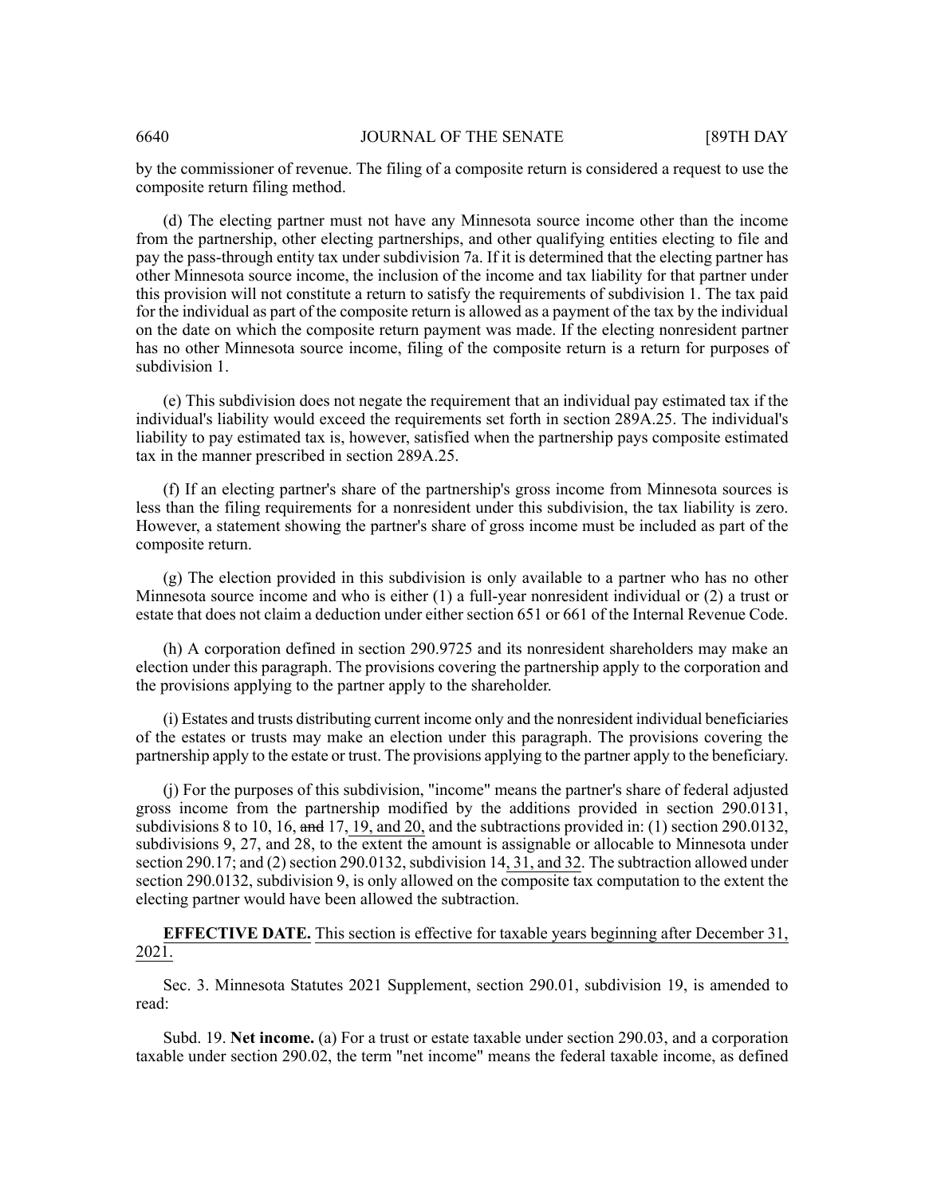by the commissioner of revenue. The filing of a composite return is considered a request to use the composite return filing method.

(d) The electing partner must not have any Minnesota source income other than the income from the partnership, other electing partnerships, and other qualifying entities electing to file and pay the pass-through entity tax under subdivision 7a. If it is determined that the electing partner has other Minnesota source income, the inclusion of the income and tax liability for that partner under this provision will not constitute a return to satisfy the requirements of subdivision 1. The tax paid for the individual as part of the composite return is allowed as a payment of the tax by the individual on the date on which the composite return payment was made. If the electing nonresident partner has no other Minnesota source income, filing of the composite return is a return for purposes of subdivision 1.

(e) This subdivision does not negate the requirement that an individual pay estimated tax if the individual's liability would exceed the requirements set forth in section 289A.25. The individual's liability to pay estimated tax is, however, satisfied when the partnership pays composite estimated tax in the manner prescribed in section 289A.25.

(f) If an electing partner's share of the partnership's gross income from Minnesota sources is less than the filing requirements for a nonresident under this subdivision, the tax liability is zero. However, a statement showing the partner's share of gross income must be included as part of the composite return.

(g) The election provided in this subdivision is only available to a partner who has no other Minnesota source income and who is either (1) a full-year nonresident individual or (2) a trust or estate that does not claim a deduction under either section 651 or 661 of the Internal Revenue Code.

(h) A corporation defined in section 290.9725 and its nonresident shareholders may make an election under this paragraph. The provisions covering the partnership apply to the corporation and the provisions applying to the partner apply to the shareholder.

(i) Estates and trusts distributing current income only and the nonresident individual beneficiaries of the estates or trusts may make an election under this paragraph. The provisions covering the partnership apply to the estate or trust. The provisions applying to the partner apply to the beneficiary.

(j) For the purposes of this subdivision, "income" means the partner's share of federal adjusted gross income from the partnership modified by the additions provided in section 290.0131, subdivisions 8 to 10, 16, ~~and~~ 17, 19, and 20, and the subtractions provided in: (1) section 290.0132, subdivisions 9, 27, and 28, to the extent the amount is assignable or allocable to Minnesota under section 290.17; and (2) section 290.0132, subdivision 14, 31, and 32. The subtraction allowed under section 290.0132, subdivision 9, is only allowed on the composite tax computation to the extent the electing partner would have been allowed the subtraction.

**EFFECTIVE DATE.** This section is effective for taxable years beginning after December 31, 2021.

Sec. 3. Minnesota Statutes 2021 Supplement, section 290.01, subdivision 19, is amended to read:

Subd. 19. **Net income.** (a) For a trust or estate taxable under section 290.03, and a corporation taxable under section 290.02, the term "net income" means the federal taxable income, as defined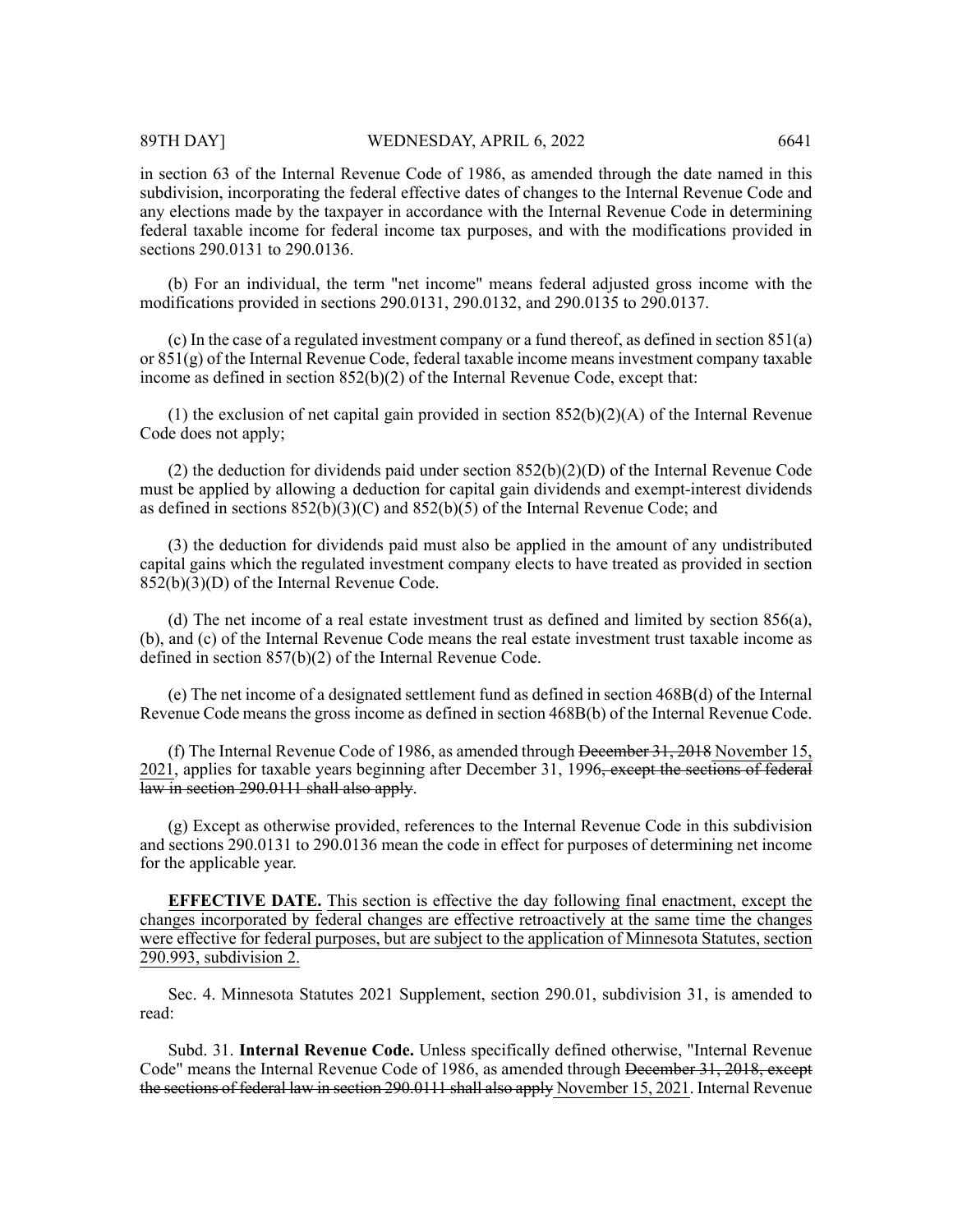in section 63 of the Internal Revenue Code of 1986, as amended through the date named in this subdivision, incorporating the federal effective dates of changes to the Internal Revenue Code and any elections made by the taxpayer in accordance with the Internal Revenue Code in determining federal taxable income for federal income tax purposes, and with the modifications provided in sections 290.0131 to 290.0136.

(b) For an individual, the term "net income" means federal adjusted gross income with the modifications provided in sections 290.0131, 290.0132, and 290.0135 to 290.0137.

(c) In the case of a regulated investment company or a fund thereof, as defined in section 851(a) or 851(g) of the Internal Revenue Code, federal taxable income means investment company taxable income as defined in section 852(b)(2) of the Internal Revenue Code, except that:

(1) the exclusion of net capital gain provided in section 852(b)(2)(A) of the Internal Revenue Code does not apply;

(2) the deduction for dividends paid under section 852(b)(2)(D) of the Internal Revenue Code must be applied by allowing a deduction for capital gain dividends and exempt-interest dividends as defined in sections 852(b)(3)(C) and 852(b)(5) of the Internal Revenue Code; and

(3) the deduction for dividends paid must also be applied in the amount of any undistributed capital gains which the regulated investment company elects to have treated as provided in section 852(b)(3)(D) of the Internal Revenue Code.

(d) The net income of a real estate investment trust as defined and limited by section 856(a), (b), and (c) of the Internal Revenue Code means the real estate investment trust taxable income as defined in section 857(b)(2) of the Internal Revenue Code.

(e) The net income of a designated settlement fund as defined in section 468B(d) of the Internal Revenue Code means the gross income as defined in section 468B(b) of the Internal Revenue Code.

(f) The Internal Revenue Code of 1986, as amended through ~~December 31, 2018~~ November 15, 2021, applies for taxable years beginning after December 31, 1996~~, except the sections of federal law in section 290.0111 shall also apply~~.

(g) Except as otherwise provided, references to the Internal Revenue Code in this subdivision and sections 290.0131 to 290.0136 mean the code in effect for purposes of determining net income for the applicable year.

**EFFECTIVE DATE.** This section is effective the day following final enactment, except the changes incorporated by federal changes are effective retroactively at the same time the changes were effective for federal purposes, but are subject to the application of Minnesota Statutes, section 290.993, subdivision 2.

Sec. 4. Minnesota Statutes 2021 Supplement, section 290.01, subdivision 31, is amended to read:

Subd. 31. **Internal Revenue Code.** Unless specifically defined otherwise, "Internal Revenue Code" means the Internal Revenue Code of 1986, as amended through ~~December 31, 2018, except the sections of federal law in section 290.0111 shall also apply~~ November 15, 2021. Internal Revenue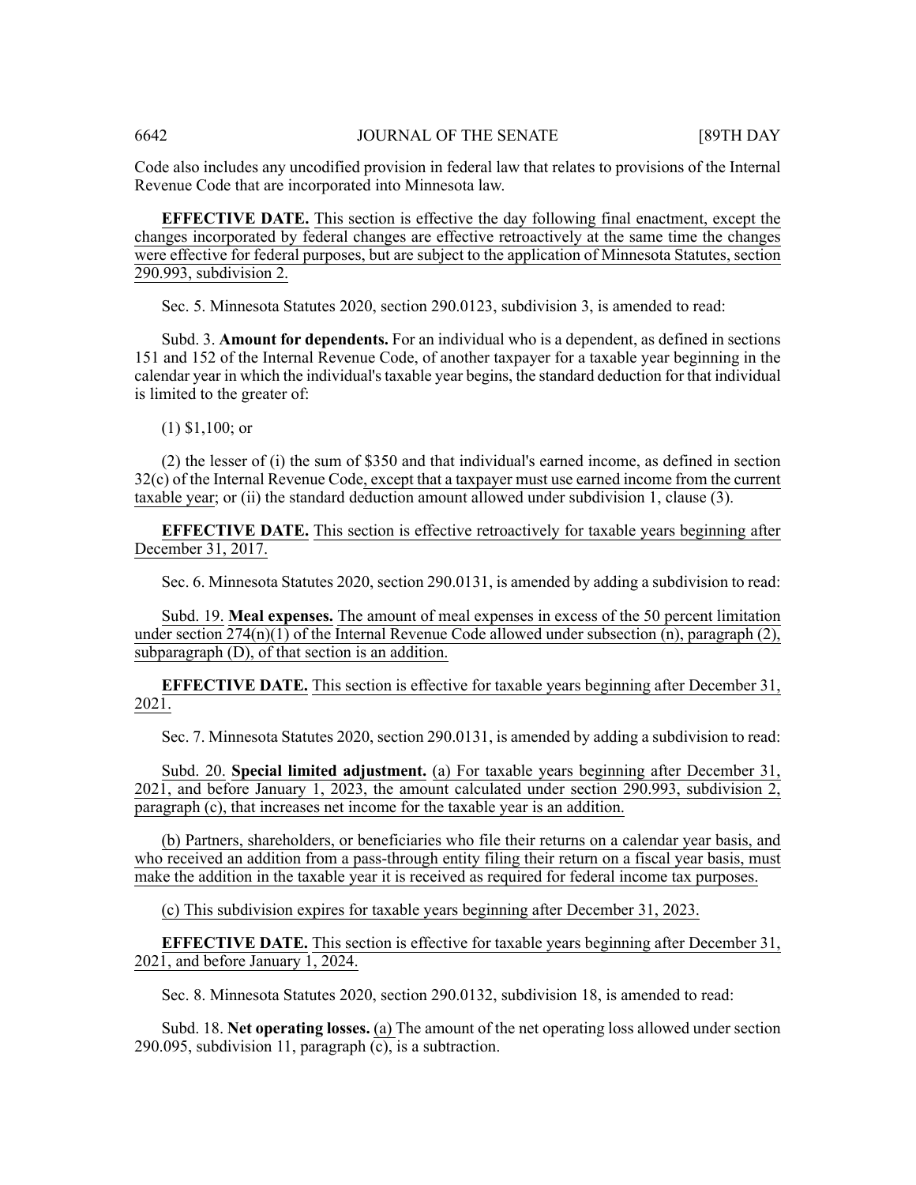Code also includes any uncodified provision in federal law that relates to provisions of the Internal Revenue Code that are incorporated into Minnesota law.

**EFFECTIVE DATE.** This section is effective the day following final enactment, except the changes incorporated by federal changes are effective retroactively at the same time the changes were effective for federal purposes, but are subject to the application of Minnesota Statutes, section 290.993, subdivision 2.

Sec. 5. Minnesota Statutes 2020, section 290.0123, subdivision 3, is amended to read:

Subd. 3. **Amount for dependents.** For an individual who is a dependent, as defined in sections 151 and 152 of the Internal Revenue Code, of another taxpayer for a taxable year beginning in the calendar year in which the individual's taxable year begins, the standard deduction for that individual is limited to the greater of:

(1) $1,100; or

(2) the lesser of (i) the sum of $350 and that individual's earned income, as defined in section 32(c) of the Internal Revenue Code, except that a taxpayer must use earned income from the current taxable year; or (ii) the standard deduction amount allowed under subdivision 1, clause (3).

**EFFECTIVE DATE.** This section is effective retroactively for taxable years beginning after December 31, 2017.

Sec. 6. Minnesota Statutes 2020, section 290.0131, is amended by adding a subdivision to read:

Subd. 19. **Meal expenses.** The amount of meal expenses in excess of the 50 percent limitation under section 274(n)(1) of the Internal Revenue Code allowed under subsection (n), paragraph (2), subparagraph (D), of that section is an addition.

**EFFECTIVE DATE.** This section is effective for taxable years beginning after December 31, 2021.

Sec. 7. Minnesota Statutes 2020, section 290.0131, is amended by adding a subdivision to read:

Subd. 20. **Special limited adjustment.** (a) For taxable years beginning after December 31, 2021, and before January 1, 2023, the amount calculated under section 290.993, subdivision 2, paragraph (c), that increases net income for the taxable year is an addition.

(b) Partners, shareholders, or beneficiaries who file their returns on a calendar year basis, and who received an addition from a pass-through entity filing their return on a fiscal year basis, must make the addition in the taxable year it is received as required for federal income tax purposes.

(c) This subdivision expires for taxable years beginning after December 31, 2023.

**EFFECTIVE DATE.** This section is effective for taxable years beginning after December 31, 2021, and before January 1, 2024.

Sec. 8. Minnesota Statutes 2020, section 290.0132, subdivision 18, is amended to read:

Subd. 18. **Net operating losses.** (a) The amount of the net operating loss allowed under section 290.095, subdivision 11, paragraph (c), is a subtraction.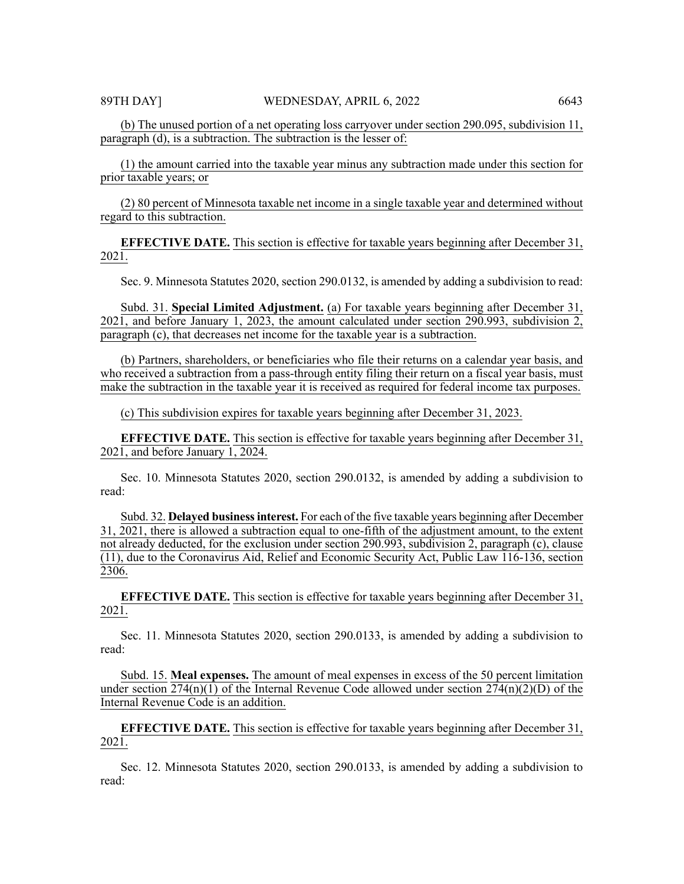(b) The unused portion of a net operating loss carryover under section 290.095, subdivision 11, paragraph (d), is a subtraction. The subtraction is the lesser of:

(1) the amount carried into the taxable year minus any subtraction made under this section for prior taxable years; or

(2) 80 percent of Minnesota taxable net income in a single taxable year and determined without regard to this subtraction.

**EFFECTIVE DATE.** This section is effective for taxable years beginning after December 31, 2021.

Sec. 9. Minnesota Statutes 2020, section 290.0132, is amended by adding a subdivision to read:

Subd. 31. **Special Limited Adjustment.** (a) For taxable years beginning after December 31, 2021, and before January 1, 2023, the amount calculated under section 290.993, subdivision 2, paragraph (c), that decreases net income for the taxable year is a subtraction.

(b) Partners, shareholders, or beneficiaries who file their returns on a calendar year basis, and who received a subtraction from a pass-through entity filing their return on a fiscal year basis, must make the subtraction in the taxable year it is received as required for federal income tax purposes.

(c) This subdivision expires for taxable years beginning after December 31, 2023.

**EFFECTIVE DATE.** This section is effective for taxable years beginning after December 31, 2021, and before January 1, 2024.

Sec. 10. Minnesota Statutes 2020, section 290.0132, is amended by adding a subdivision to read:

Subd. 32. **Delayed business interest.** For each of the five taxable years beginning after December 31, 2021, there is allowed a subtraction equal to one-fifth of the adjustment amount, to the extent not already deducted, for the exclusion under section 290.993, subdivision 2, paragraph (c), clause (11), due to the Coronavirus Aid, Relief and Economic Security Act, Public Law 116-136, section 2306.

**EFFECTIVE DATE.** This section is effective for taxable years beginning after December 31, 2021.

Sec. 11. Minnesota Statutes 2020, section 290.0133, is amended by adding a subdivision to read:

Subd. 15. **Meal expenses.** The amount of meal expenses in excess of the 50 percent limitation under section 274(n)(1) of the Internal Revenue Code allowed under section 274(n)(2)(D) of the Internal Revenue Code is an addition.

**EFFECTIVE DATE.** This section is effective for taxable years beginning after December 31, 2021.

Sec. 12. Minnesota Statutes 2020, section 290.0133, is amended by adding a subdivision to read: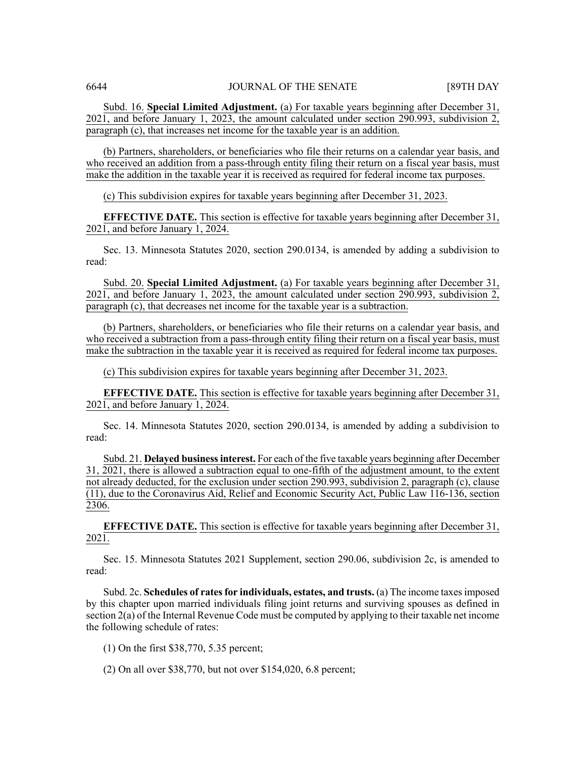Subd. 16. **Special Limited Adjustment.** (a) For taxable years beginning after December 31, 2021, and before January 1, 2023, the amount calculated under section 290.993, subdivision 2, paragraph (c), that increases net income for the taxable year is an addition.

(b) Partners, shareholders, or beneficiaries who file their returns on a calendar year basis, and who received an addition from a pass-through entity filing their return on a fiscal year basis, must make the addition in the taxable year it is received as required for federal income tax purposes.

(c) This subdivision expires for taxable years beginning after December 31, 2023.

**EFFECTIVE DATE.** This section is effective for taxable years beginning after December 31, 2021, and before January 1, 2024.

Sec. 13. Minnesota Statutes 2020, section 290.0134, is amended by adding a subdivision to read:

Subd. 20. **Special Limited Adjustment.** (a) For taxable years beginning after December 31, 2021, and before January 1, 2023, the amount calculated under section 290.993, subdivision 2, paragraph (c), that decreases net income for the taxable year is a subtraction.

(b) Partners, shareholders, or beneficiaries who file their returns on a calendar year basis, and who received a subtraction from a pass-through entity filing their return on a fiscal year basis, must make the subtraction in the taxable year it is received as required for federal income tax purposes.

(c) This subdivision expires for taxable years beginning after December 31, 2023.

**EFFECTIVE DATE.** This section is effective for taxable years beginning after December 31, 2021, and before January 1, 2024.

Sec. 14. Minnesota Statutes 2020, section 290.0134, is amended by adding a subdivision to read:

Subd. 21. **Delayed business interest.** For each of the five taxable years beginning after December 31, 2021, there is allowed a subtraction equal to one-fifth of the adjustment amount, to the extent not already deducted, for the exclusion under section 290.993, subdivision 2, paragraph (c), clause (11), due to the Coronavirus Aid, Relief and Economic Security Act, Public Law 116-136, section 2306.

**EFFECTIVE DATE.** This section is effective for taxable years beginning after December 31, 2021.

Sec. 15. Minnesota Statutes 2021 Supplement, section 290.06, subdivision 2c, is amended to read:

Subd. 2c. **Schedules of rates for individuals, estates, and trusts.** (a) The income taxes imposed by this chapter upon married individuals filing joint returns and surviving spouses as defined in section 2(a) of the Internal Revenue Code must be computed by applying to their taxable net income the following schedule of rates:

(1) On the first $38,770, 5.35 percent;

(2) On all over $38,770, but not over $154,020, 6.8 percent;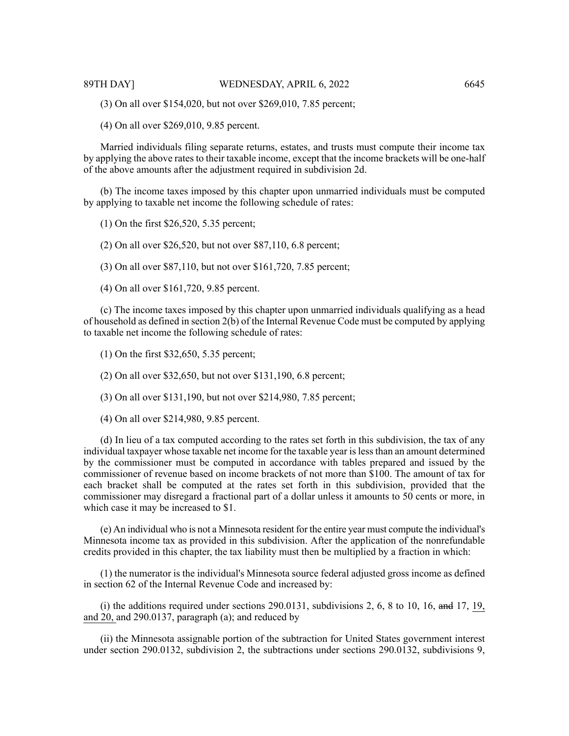(3) On all over $154,020, but not over $269,010, 7.85 percent;

(4) On all over $269,010, 9.85 percent.

Married individuals filing separate returns, estates, and trusts must compute their income tax by applying the above rates to their taxable income, except that the income brackets will be one-half of the above amounts after the adjustment required in subdivision 2d.

(b) The income taxes imposed by this chapter upon unmarried individuals must be computed by applying to taxable net income the following schedule of rates:

(1) On the first $26,520, 5.35 percent;

(2) On all over $26,520, but not over $87,110, 6.8 percent;

(3) On all over $87,110, but not over $161,720, 7.85 percent;

(4) On all over $161,720, 9.85 percent.

(c) The income taxes imposed by this chapter upon unmarried individuals qualifying as a head of household as defined in section 2(b) of the Internal Revenue Code must be computed by applying to taxable net income the following schedule of rates:

(1) On the first $32,650, 5.35 percent;

(2) On all over $32,650, but not over $131,190, 6.8 percent;

(3) On all over $131,190, but not over $214,980, 7.85 percent;

(4) On all over $214,980, 9.85 percent.

(d) In lieu of a tax computed according to the rates set forth in this subdivision, the tax of any individual taxpayer whose taxable net income for the taxable year is less than an amount determined by the commissioner must be computed in accordance with tables prepared and issued by the commissioner of revenue based on income brackets of not more than $100. The amount of tax for each bracket shall be computed at the rates set forth in this subdivision, provided that the commissioner may disregard a fractional part of a dollar unless it amounts to 50 cents or more, in which case it may be increased to $1.

(e) An individual who is not a Minnesota resident for the entire year must compute the individual's Minnesota income tax as provided in this subdivision. After the application of the nonrefundable credits provided in this chapter, the tax liability must then be multiplied by a fraction in which:

(1) the numerator is the individual's Minnesota source federal adjusted gross income as defined in section 62 of the Internal Revenue Code and increased by:

(i) the additions required under sections 290.0131, subdivisions 2, 6, 8 to 10, 16, ~~and~~ 17, <u>19, and 20,</u> and 290.0137, paragraph (a); and reduced by

(ii) the Minnesota assignable portion of the subtraction for United States government interest under section 290.0132, subdivision 2, the subtractions under sections 290.0132, subdivisions 9,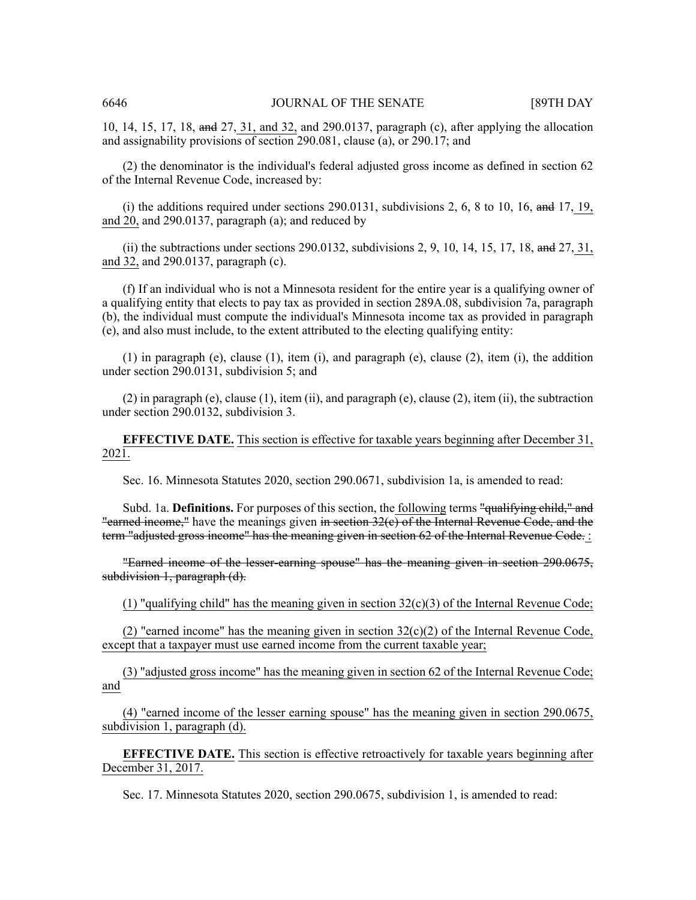10, 14, 15, 17, 18, ~~and~~ 27, <u>31, and 32,</u> and 290.0137, paragraph (c), after applying the allocation and assignability provisions of section 290.081, clause (a), or 290.17; and

(2) the denominator is the individual's federal adjusted gross income as defined in section 62 of the Internal Revenue Code, increased by:

(i) the additions required under sections 290.0131, subdivisions 2, 6, 8 to 10, 16, ~~and~~ 17, <u>19, and 20,</u> and 290.0137, paragraph (a); and reduced by

(ii) the subtractions under sections 290.0132, subdivisions 2, 9, 10, 14, 15, 17, 18, ~~and~~ 27, <u>31, and 32,</u> and 290.0137, paragraph (c).

(f) If an individual who is not a Minnesota resident for the entire year is a qualifying owner of a qualifying entity that elects to pay tax as provided in section 289A.08, subdivision 7a, paragraph (b), the individual must compute the individual's Minnesota income tax as provided in paragraph (e), and also must include, to the extent attributed to the electing qualifying entity:

(1) in paragraph (e), clause (1), item (i), and paragraph (e), clause (2), item (i), the addition under section 290.0131, subdivision 5; and

(2) in paragraph (e), clause (1), item (ii), and paragraph (e), clause (2), item (ii), the subtraction under section 290.0132, subdivision 3.

**EFFECTIVE DATE.** <u>This section is effective for taxable years beginning after December 31, 2021.</u>

Sec. 16. Minnesota Statutes 2020, section 290.0671, subdivision 1a, is amended to read:

Subd. 1a. **Definitions.** For purposes of this section, the <u>following</u> terms ~~"qualifying child," and "earned income,"~~ have the meanings given ~~in section 32(c) of the Internal Revenue Code, and the term "adjusted gross income" has the meaning given in section 62 of the Internal Revenue Code.~~ <u>:</u>

~~"Earned income of the lesser-earning spouse" has the meaning given in section 290.0675, subdivision 1, paragraph (d).~~

<u>(1) "qualifying child" has the meaning given in section 32(c)(3) of the Internal Revenue Code;</u>

<u>(2) "earned income" has the meaning given in section 32(c)(2) of the Internal Revenue Code, except that a taxpayer must use earned income from the current taxable year;</u>

<u>(3) "adjusted gross income" has the meaning given in section 62 of the Internal Revenue Code; and</u>

<u>(4) "earned income of the lesser earning spouse" has the meaning given in section 290.0675, subdivision 1, paragraph (d).</u>

**EFFECTIVE DATE.** <u>This section is effective retroactively for taxable years beginning after December 31, 2017.</u>

Sec. 17. Minnesota Statutes 2020, section 290.0675, subdivision 1, is amended to read: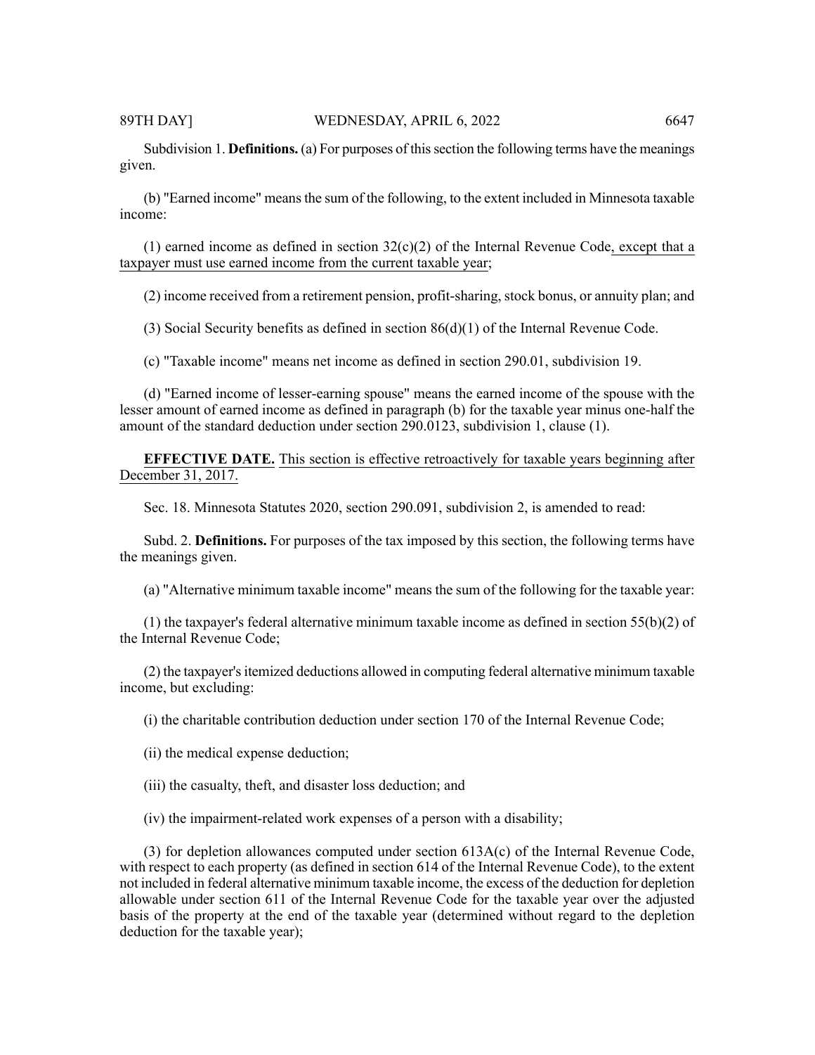Subdivision 1. **Definitions.** (a) For purposes of this section the following terms have the meanings given.

(b) "Earned income" means the sum of the following, to the extent included in Minnesota taxable income:

(1) earned income as defined in section 32(c)(2) of the Internal Revenue Code, except that a taxpayer must use earned income from the current taxable year;

(2) income received from a retirement pension, profit-sharing, stock bonus, or annuity plan; and

(3) Social Security benefits as defined in section 86(d)(1) of the Internal Revenue Code.

(c) "Taxable income" means net income as defined in section 290.01, subdivision 19.

(d) "Earned income of lesser-earning spouse" means the earned income of the spouse with the lesser amount of earned income as defined in paragraph (b) for the taxable year minus one-half the amount of the standard deduction under section 290.0123, subdivision 1, clause (1).

**EFFECTIVE DATE.** This section is effective retroactively for taxable years beginning after December 31, 2017.

Sec. 18. Minnesota Statutes 2020, section 290.091, subdivision 2, is amended to read:

Subd. 2. **Definitions.** For purposes of the tax imposed by this section, the following terms have the meanings given.

(a) "Alternative minimum taxable income" means the sum of the following for the taxable year:

(1) the taxpayer's federal alternative minimum taxable income as defined in section 55(b)(2) of the Internal Revenue Code;

(2) the taxpayer's itemized deductions allowed in computing federal alternative minimum taxable income, but excluding:

(i) the charitable contribution deduction under section 170 of the Internal Revenue Code;

(ii) the medical expense deduction;

(iii) the casualty, theft, and disaster loss deduction; and

(iv) the impairment-related work expenses of a person with a disability;

(3) for depletion allowances computed under section 613A(c) of the Internal Revenue Code, with respect to each property (as defined in section 614 of the Internal Revenue Code), to the extent not included in federal alternative minimum taxable income, the excess of the deduction for depletion allowable under section 611 of the Internal Revenue Code for the taxable year over the adjusted basis of the property at the end of the taxable year (determined without regard to the depletion deduction for the taxable year);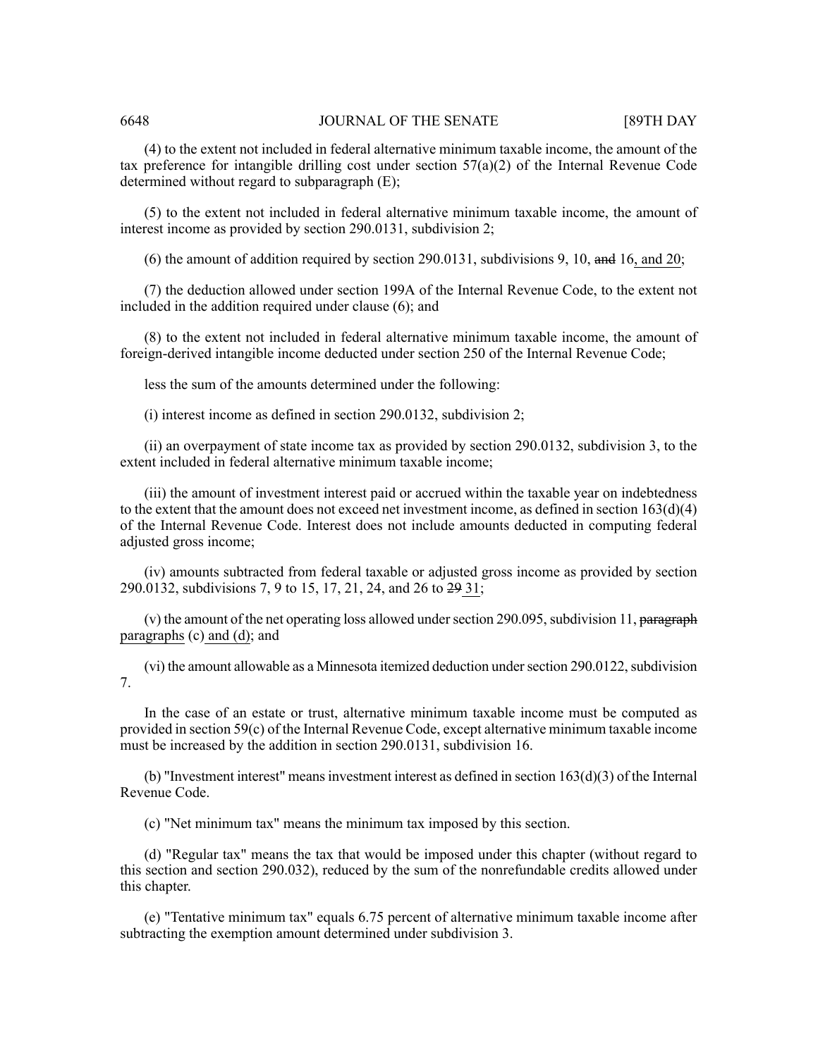(4) to the extent not included in federal alternative minimum taxable income, the amount of the tax preference for intangible drilling cost under section 57(a)(2) of the Internal Revenue Code determined without regard to subparagraph (E);

(5) to the extent not included in federal alternative minimum taxable income, the amount of interest income as provided by section 290.0131, subdivision 2;

(6) the amount of addition required by section 290.0131, subdivisions 9, 10, ~~and~~ 16<u>, and 20</u>;

(7) the deduction allowed under section 199A of the Internal Revenue Code, to the extent not included in the addition required under clause (6); and

(8) to the extent not included in federal alternative minimum taxable income, the amount of foreign-derived intangible income deducted under section 250 of the Internal Revenue Code;

less the sum of the amounts determined under the following:

(i) interest income as defined in section 290.0132, subdivision 2;

(ii) an overpayment of state income tax as provided by section 290.0132, subdivision 3, to the extent included in federal alternative minimum taxable income;

(iii) the amount of investment interest paid or accrued within the taxable year on indebtedness to the extent that the amount does not exceed net investment income, as defined in section 163(d)(4) of the Internal Revenue Code. Interest does not include amounts deducted in computing federal adjusted gross income;

(iv) amounts subtracted from federal taxable or adjusted gross income as provided by section 290.0132, subdivisions 7, 9 to 15, 17, 21, 24, and 26 to ~~29~~ <u>31</u>;

(v) the amount of the net operating loss allowed under section 290.095, subdivision 11, ~~paragraph~~ <u>paragraphs</u> (c) <u>and (d)</u>; and

(vi) the amount allowable as a Minnesota itemized deduction under section 290.0122, subdivision 7.

In the case of an estate or trust, alternative minimum taxable income must be computed as provided in section 59(c) of the Internal Revenue Code, except alternative minimum taxable income must be increased by the addition in section 290.0131, subdivision 16.

(b) "Investment interest" means investment interest as defined in section 163(d)(3) of the Internal Revenue Code.

(c) "Net minimum tax" means the minimum tax imposed by this section.

(d) "Regular tax" means the tax that would be imposed under this chapter (without regard to this section and section 290.032), reduced by the sum of the nonrefundable credits allowed under this chapter.

(e) "Tentative minimum tax" equals 6.75 percent of alternative minimum taxable income after subtracting the exemption amount determined under subdivision 3.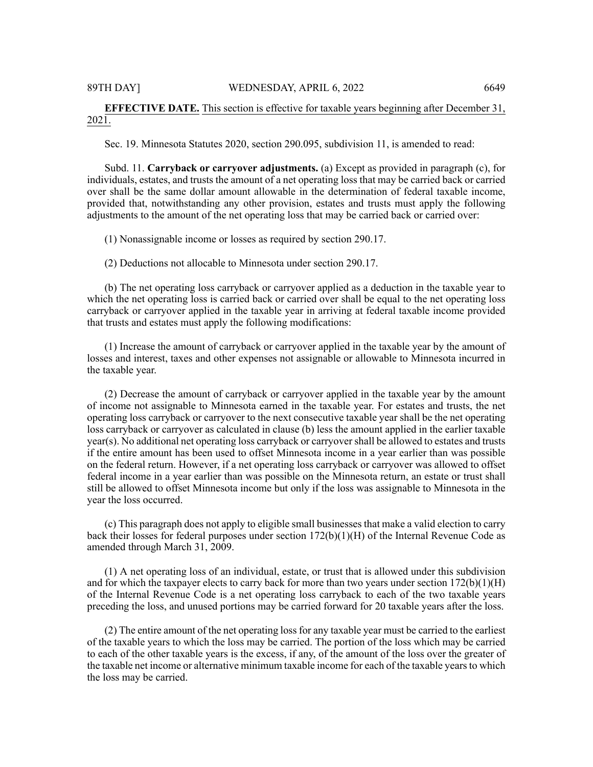**EFFECTIVE DATE.** This section is effective for taxable years beginning after December 31, 2021.

Sec. 19. Minnesota Statutes 2020, section 290.095, subdivision 11, is amended to read:

Subd. 11. **Carryback or carryover adjustments.** (a) Except as provided in paragraph (c), for individuals, estates, and trusts the amount of a net operating loss that may be carried back or carried over shall be the same dollar amount allowable in the determination of federal taxable income, provided that, notwithstanding any other provision, estates and trusts must apply the following adjustments to the amount of the net operating loss that may be carried back or carried over:

(1) Nonassignable income or losses as required by section 290.17.

(2) Deductions not allocable to Minnesota under section 290.17.

(b) The net operating loss carryback or carryover applied as a deduction in the taxable year to which the net operating loss is carried back or carried over shall be equal to the net operating loss carryback or carryover applied in the taxable year in arriving at federal taxable income provided that trusts and estates must apply the following modifications:

(1) Increase the amount of carryback or carryover applied in the taxable year by the amount of losses and interest, taxes and other expenses not assignable or allowable to Minnesota incurred in the taxable year.

(2) Decrease the amount of carryback or carryover applied in the taxable year by the amount of income not assignable to Minnesota earned in the taxable year. For estates and trusts, the net operating loss carryback or carryover to the next consecutive taxable year shall be the net operating loss carryback or carryover as calculated in clause (b) less the amount applied in the earlier taxable year(s). No additional net operating loss carryback or carryover shall be allowed to estates and trusts if the entire amount has been used to offset Minnesota income in a year earlier than was possible on the federal return. However, if a net operating loss carryback or carryover was allowed to offset federal income in a year earlier than was possible on the Minnesota return, an estate or trust shall still be allowed to offset Minnesota income but only if the loss was assignable to Minnesota in the year the loss occurred.

(c) This paragraph does not apply to eligible small businesses that make a valid election to carry back their losses for federal purposes under section 172(b)(1)(H) of the Internal Revenue Code as amended through March 31, 2009.

(1) A net operating loss of an individual, estate, or trust that is allowed under this subdivision and for which the taxpayer elects to carry back for more than two years under section 172(b)(1)(H) of the Internal Revenue Code is a net operating loss carryback to each of the two taxable years preceding the loss, and unused portions may be carried forward for 20 taxable years after the loss.

(2) The entire amount of the net operating loss for any taxable year must be carried to the earliest of the taxable years to which the loss may be carried. The portion of the loss which may be carried to each of the other taxable years is the excess, if any, of the amount of the loss over the greater of the taxable net income or alternative minimum taxable income for each of the taxable years to which the loss may be carried.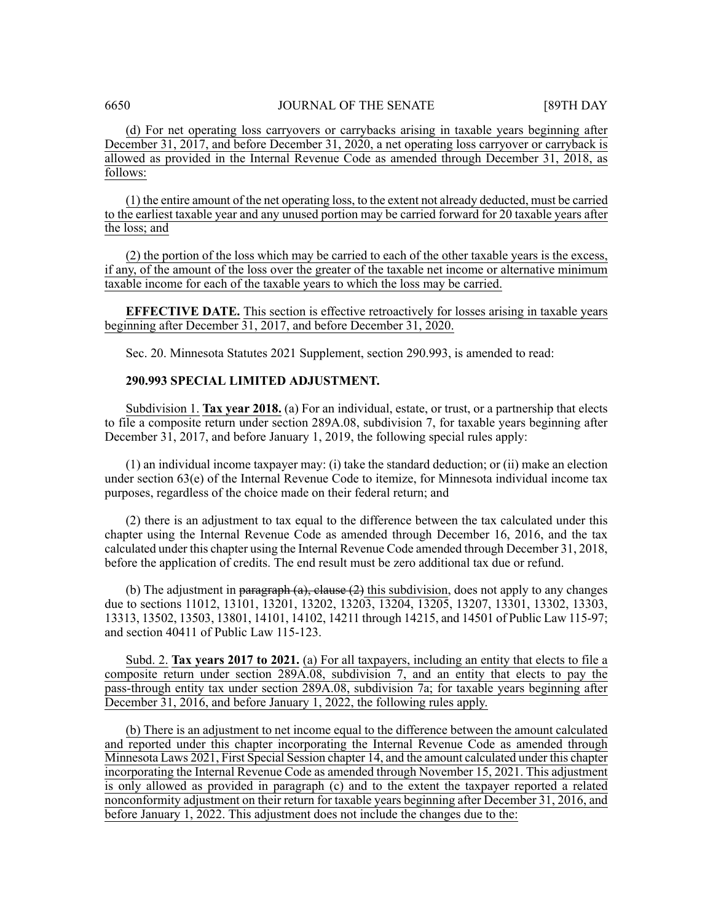(d) For net operating loss carryovers or carrybacks arising in taxable years beginning after December 31, 2017, and before December 31, 2020, a net operating loss carryover or carryback is allowed as provided in the Internal Revenue Code as amended through December 31, 2018, as follows:

(1) the entire amount of the net operating loss, to the extent not already deducted, must be carried to the earliest taxable year and any unused portion may be carried forward for 20 taxable years after the loss; and

(2) the portion of the loss which may be carried to each of the other taxable years is the excess, if any, of the amount of the loss over the greater of the taxable net income or alternative minimum taxable income for each of the taxable years to which the loss may be carried.

**EFFECTIVE DATE.** This section is effective retroactively for losses arising in taxable years beginning after December 31, 2017, and before December 31, 2020.

Sec. 20. Minnesota Statutes 2021 Supplement, section 290.993, is amended to read:

**290.993 SPECIAL LIMITED ADJUSTMENT.**

Subdivision 1. **Tax year 2018.** (a) For an individual, estate, or trust, or a partnership that elects to file a composite return under section 289A.08, subdivision 7, for taxable years beginning after December 31, 2017, and before January 1, 2019, the following special rules apply:

(1) an individual income taxpayer may: (i) take the standard deduction; or (ii) make an election under section 63(e) of the Internal Revenue Code to itemize, for Minnesota individual income tax purposes, regardless of the choice made on their federal return; and

(2) there is an adjustment to tax equal to the difference between the tax calculated under this chapter using the Internal Revenue Code as amended through December 16, 2016, and the tax calculated under this chapter using the Internal Revenue Code amended through December 31, 2018, before the application of credits. The end result must be zero additional tax due or refund.

(b) The adjustment in ~~paragraph (a), clause (2)~~ this subdivision, does not apply to any changes due to sections 11012, 13101, 13201, 13202, 13203, 13204, 13205, 13207, 13301, 13302, 13303, 13313, 13502, 13503, 13801, 14101, 14102, 14211 through 14215, and 14501 of Public Law 115-97; and section 40411 of Public Law 115-123.

Subd. 2. **Tax years 2017 to 2021.** (a) For all taxpayers, including an entity that elects to file a composite return under section 289A.08, subdivision 7, and an entity that elects to pay the pass-through entity tax under section 289A.08, subdivision 7a; for taxable years beginning after December 31, 2016, and before January 1, 2022, the following rules apply.

(b) There is an adjustment to net income equal to the difference between the amount calculated and reported under this chapter incorporating the Internal Revenue Code as amended through Minnesota Laws 2021, First Special Session chapter 14, and the amount calculated under this chapter incorporating the Internal Revenue Code as amended through November 15, 2021. This adjustment is only allowed as provided in paragraph (c) and to the extent the taxpayer reported a related nonconformity adjustment on their return for taxable years beginning after December 31, 2016, and before January 1, 2022. This adjustment does not include the changes due to the: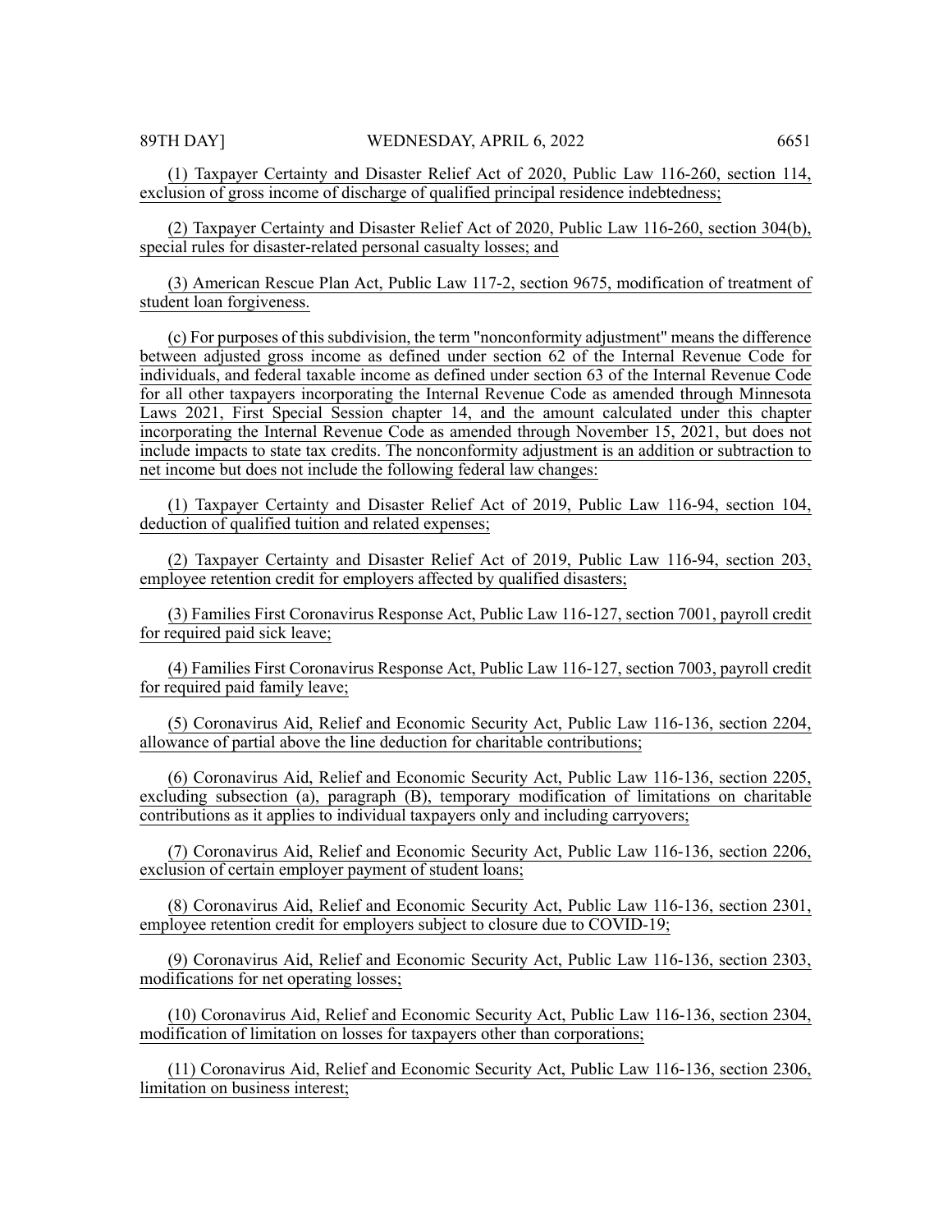(1) Taxpayer Certainty and Disaster Relief Act of 2020, Public Law 116-260, section 114, exclusion of gross income of discharge of qualified principal residence indebtedness;

(2) Taxpayer Certainty and Disaster Relief Act of 2020, Public Law 116-260, section 304(b), special rules for disaster-related personal casualty losses; and

(3) American Rescue Plan Act, Public Law 117-2, section 9675, modification of treatment of student loan forgiveness.

(c) For purposes of this subdivision, the term "nonconformity adjustment" means the difference between adjusted gross income as defined under section 62 of the Internal Revenue Code for individuals, and federal taxable income as defined under section 63 of the Internal Revenue Code for all other taxpayers incorporating the Internal Revenue Code as amended through Minnesota Laws 2021, First Special Session chapter 14, and the amount calculated under this chapter incorporating the Internal Revenue Code as amended through November 15, 2021, but does not include impacts to state tax credits. The nonconformity adjustment is an addition or subtraction to net income but does not include the following federal law changes:

(1) Taxpayer Certainty and Disaster Relief Act of 2019, Public Law 116-94, section 104, deduction of qualified tuition and related expenses;

(2) Taxpayer Certainty and Disaster Relief Act of 2019, Public Law 116-94, section 203, employee retention credit for employers affected by qualified disasters;

(3) Families First Coronavirus Response Act, Public Law 116-127, section 7001, payroll credit for required paid sick leave;

(4) Families First Coronavirus Response Act, Public Law 116-127, section 7003, payroll credit for required paid family leave;

(5) Coronavirus Aid, Relief and Economic Security Act, Public Law 116-136, section 2204, allowance of partial above the line deduction for charitable contributions;

(6) Coronavirus Aid, Relief and Economic Security Act, Public Law 116-136, section 2205, excluding subsection (a), paragraph (B), temporary modification of limitations on charitable contributions as it applies to individual taxpayers only and including carryovers;

(7) Coronavirus Aid, Relief and Economic Security Act, Public Law 116-136, section 2206, exclusion of certain employer payment of student loans;

(8) Coronavirus Aid, Relief and Economic Security Act, Public Law 116-136, section 2301, employee retention credit for employers subject to closure due to COVID-19;

(9) Coronavirus Aid, Relief and Economic Security Act, Public Law 116-136, section 2303, modifications for net operating losses;

(10) Coronavirus Aid, Relief and Economic Security Act, Public Law 116-136, section 2304, modification of limitation on losses for taxpayers other than corporations;

(11) Coronavirus Aid, Relief and Economic Security Act, Public Law 116-136, section 2306, limitation on business interest;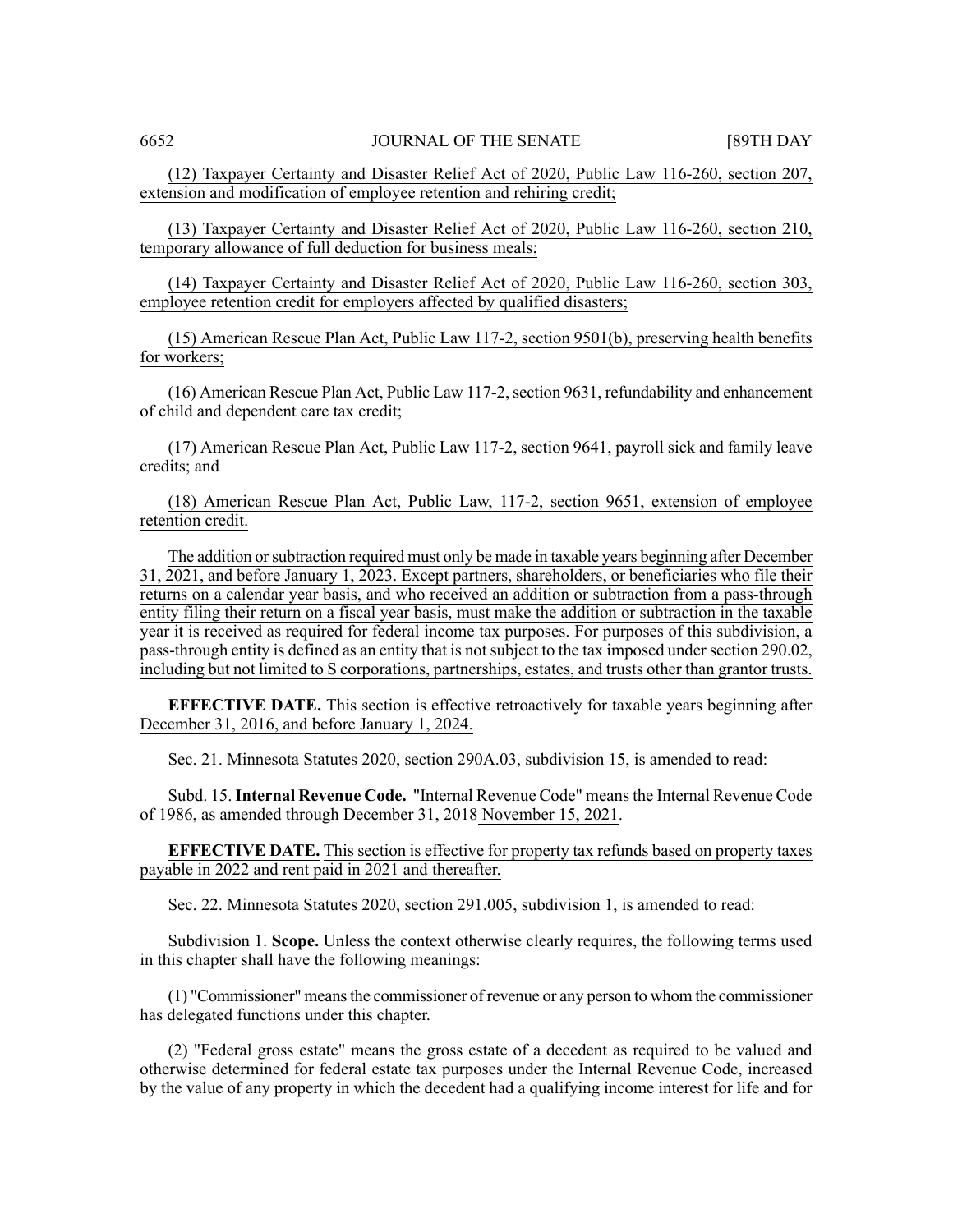(12) Taxpayer Certainty and Disaster Relief Act of 2020, Public Law 116-260, section 207, extension and modification of employee retention and rehiring credit;

(13) Taxpayer Certainty and Disaster Relief Act of 2020, Public Law 116-260, section 210, temporary allowance of full deduction for business meals;

(14) Taxpayer Certainty and Disaster Relief Act of 2020, Public Law 116-260, section 303, employee retention credit for employers affected by qualified disasters;

(15) American Rescue Plan Act, Public Law 117-2, section 9501(b), preserving health benefits for workers;

(16) American Rescue Plan Act, Public Law 117-2, section 9631, refundability and enhancement of child and dependent care tax credit;

(17) American Rescue Plan Act, Public Law 117-2, section 9641, payroll sick and family leave credits; and

(18) American Rescue Plan Act, Public Law, 117-2, section 9651, extension of employee retention credit.

The addition or subtraction required must only be made in taxable years beginning after December 31, 2021, and before January 1, 2023. Except partners, shareholders, or beneficiaries who file their returns on a calendar year basis, and who received an addition or subtraction from a pass-through entity filing their return on a fiscal year basis, must make the addition or subtraction in the taxable year it is received as required for federal income tax purposes. For purposes of this subdivision, a pass-through entity is defined as an entity that is not subject to the tax imposed under section 290.02, including but not limited to S corporations, partnerships, estates, and trusts other than grantor trusts.

**EFFECTIVE DATE.** This section is effective retroactively for taxable years beginning after December 31, 2016, and before January 1, 2024.

Sec. 21. Minnesota Statutes 2020, section 290A.03, subdivision 15, is amended to read:

Subd. 15. **Internal Revenue Code.** "Internal Revenue Code" means the Internal Revenue Code of 1986, as amended through ~~December 31, 2018~~ November 15, 2021.

**EFFECTIVE DATE.** This section is effective for property tax refunds based on property taxes payable in 2022 and rent paid in 2021 and thereafter.

Sec. 22. Minnesota Statutes 2020, section 291.005, subdivision 1, is amended to read:

Subdivision 1. **Scope.** Unless the context otherwise clearly requires, the following terms used in this chapter shall have the following meanings:

(1) "Commissioner" means the commissioner of revenue or any person to whom the commissioner has delegated functions under this chapter.

(2) "Federal gross estate" means the gross estate of a decedent as required to be valued and otherwise determined for federal estate tax purposes under the Internal Revenue Code, increased by the value of any property in which the decedent had a qualifying income interest for life and for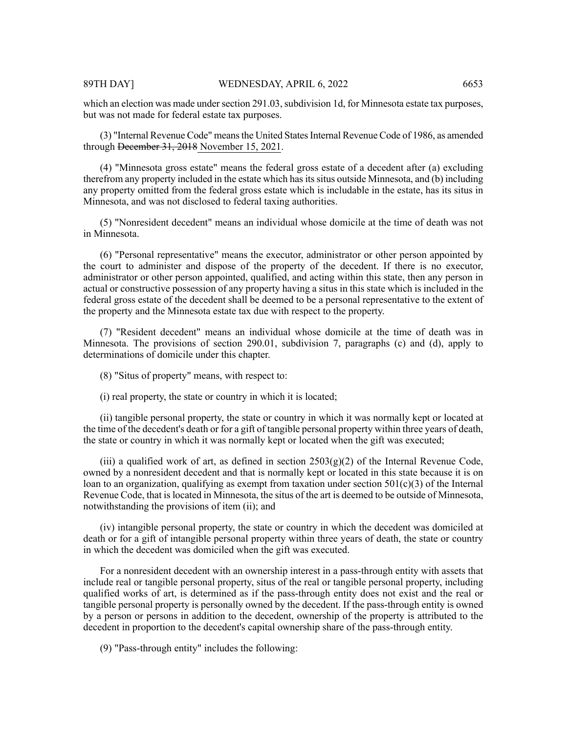which an election was made under section 291.03, subdivision 1d, for Minnesota estate tax purposes, but was not made for federal estate tax purposes.

(3) "Internal Revenue Code" means the United States Internal Revenue Code of 1986, as amended through ~~December 31, 2018~~ November 15, 2021.

(4) "Minnesota gross estate" means the federal gross estate of a decedent after (a) excluding therefrom any property included in the estate which has its situs outside Minnesota, and (b) including any property omitted from the federal gross estate which is includable in the estate, has its situs in Minnesota, and was not disclosed to federal taxing authorities.

(5) "Nonresident decedent" means an individual whose domicile at the time of death was not in Minnesota.

(6) "Personal representative" means the executor, administrator or other person appointed by the court to administer and dispose of the property of the decedent. If there is no executor, administrator or other person appointed, qualified, and acting within this state, then any person in actual or constructive possession of any property having a situs in this state which is included in the federal gross estate of the decedent shall be deemed to be a personal representative to the extent of the property and the Minnesota estate tax due with respect to the property.

(7) "Resident decedent" means an individual whose domicile at the time of death was in Minnesota. The provisions of section 290.01, subdivision 7, paragraphs (c) and (d), apply to determinations of domicile under this chapter.

(8) "Situs of property" means, with respect to:

(i) real property, the state or country in which it is located;

(ii) tangible personal property, the state or country in which it was normally kept or located at the time of the decedent's death or for a gift of tangible personal property within three years of death, the state or country in which it was normally kept or located when the gift was executed;

(iii) a qualified work of art, as defined in section 2503(g)(2) of the Internal Revenue Code, owned by a nonresident decedent and that is normally kept or located in this state because it is on loan to an organization, qualifying as exempt from taxation under section 501(c)(3) of the Internal Revenue Code, that is located in Minnesota, the situs of the art is deemed to be outside of Minnesota, notwithstanding the provisions of item (ii); and

(iv) intangible personal property, the state or country in which the decedent was domiciled at death or for a gift of intangible personal property within three years of death, the state or country in which the decedent was domiciled when the gift was executed.

For a nonresident decedent with an ownership interest in a pass-through entity with assets that include real or tangible personal property, situs of the real or tangible personal property, including qualified works of art, is determined as if the pass-through entity does not exist and the real or tangible personal property is personally owned by the decedent. If the pass-through entity is owned by a person or persons in addition to the decedent, ownership of the property is attributed to the decedent in proportion to the decedent's capital ownership share of the pass-through entity.

(9) "Pass-through entity" includes the following: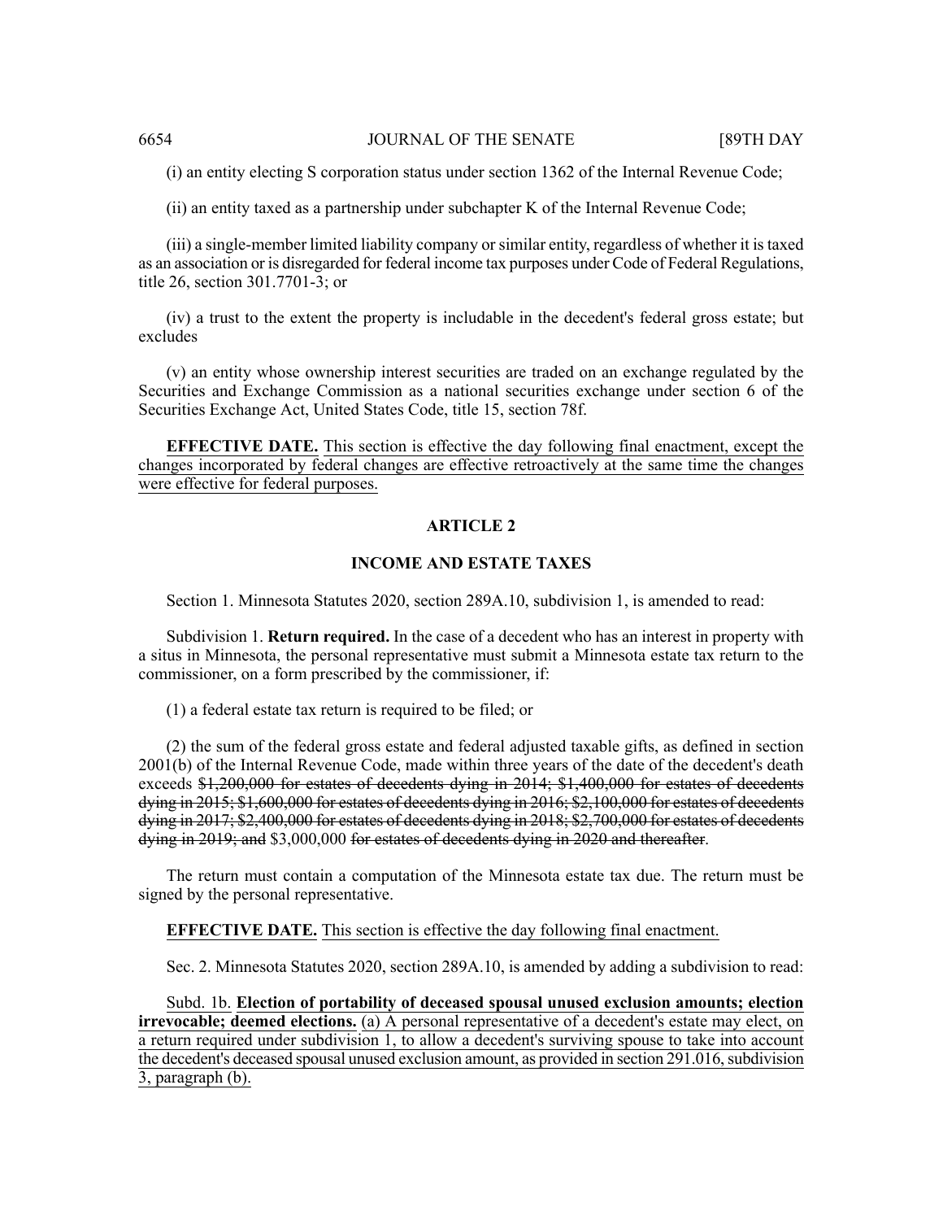(i) an entity electing S corporation status under section 1362 of the Internal Revenue Code;

(ii) an entity taxed as a partnership under subchapter K of the Internal Revenue Code;

(iii) a single-member limited liability company or similar entity, regardless of whether it is taxed as an association or is disregarded for federal income tax purposes under Code of Federal Regulations, title 26, section 301.7701-3; or

(iv) a trust to the extent the property is includable in the decedent's federal gross estate; but excludes

(v) an entity whose ownership interest securities are traded on an exchange regulated by the Securities and Exchange Commission as a national securities exchange under section 6 of the Securities Exchange Act, United States Code, title 15, section 78f.

**EFFECTIVE DATE.** This section is effective the day following final enactment, except the changes incorporated by federal changes are effective retroactively at the same time the changes were effective for federal purposes.

## ARTICLE 2

## INCOME AND ESTATE TAXES

Section 1. Minnesota Statutes 2020, section 289A.10, subdivision 1, is amended to read:

Subdivision 1. **Return required.** In the case of a decedent who has an interest in property with a situs in Minnesota, the personal representative must submit a Minnesota estate tax return to the commissioner, on a form prescribed by the commissioner, if:

(1) a federal estate tax return is required to be filed; or

(2) the sum of the federal gross estate and federal adjusted taxable gifts, as defined in section 2001(b) of the Internal Revenue Code, made within three years of the date of the decedent's death exceeds ~~$1,200,000 for estates of decedents dying in 2014; $1,400,000 for estates of decedents dying in 2015; $1,600,000 for estates of decedents dying in 2016; $2,100,000 for estates of decedents dying in 2017; $2,400,000 for estates of decedents dying in 2018; $2,700,000 for estates of decedents dying in 2019; and~~ $3,000,000 ~~for estates of decedents dying in 2020 and thereafter~~.

The return must contain a computation of the Minnesota estate tax due. The return must be signed by the personal representative.

**EFFECTIVE DATE.** This section is effective the day following final enactment.

Sec. 2. Minnesota Statutes 2020, section 289A.10, is amended by adding a subdivision to read:

Subd. 1b. **Election of portability of deceased spousal unused exclusion amounts; election irrevocable; deemed elections.** (a) A personal representative of a decedent's estate may elect, on a return required under subdivision 1, to allow a decedent's surviving spouse to take into account the decedent's deceased spousal unused exclusion amount, as provided in section 291.016, subdivision 3, paragraph (b).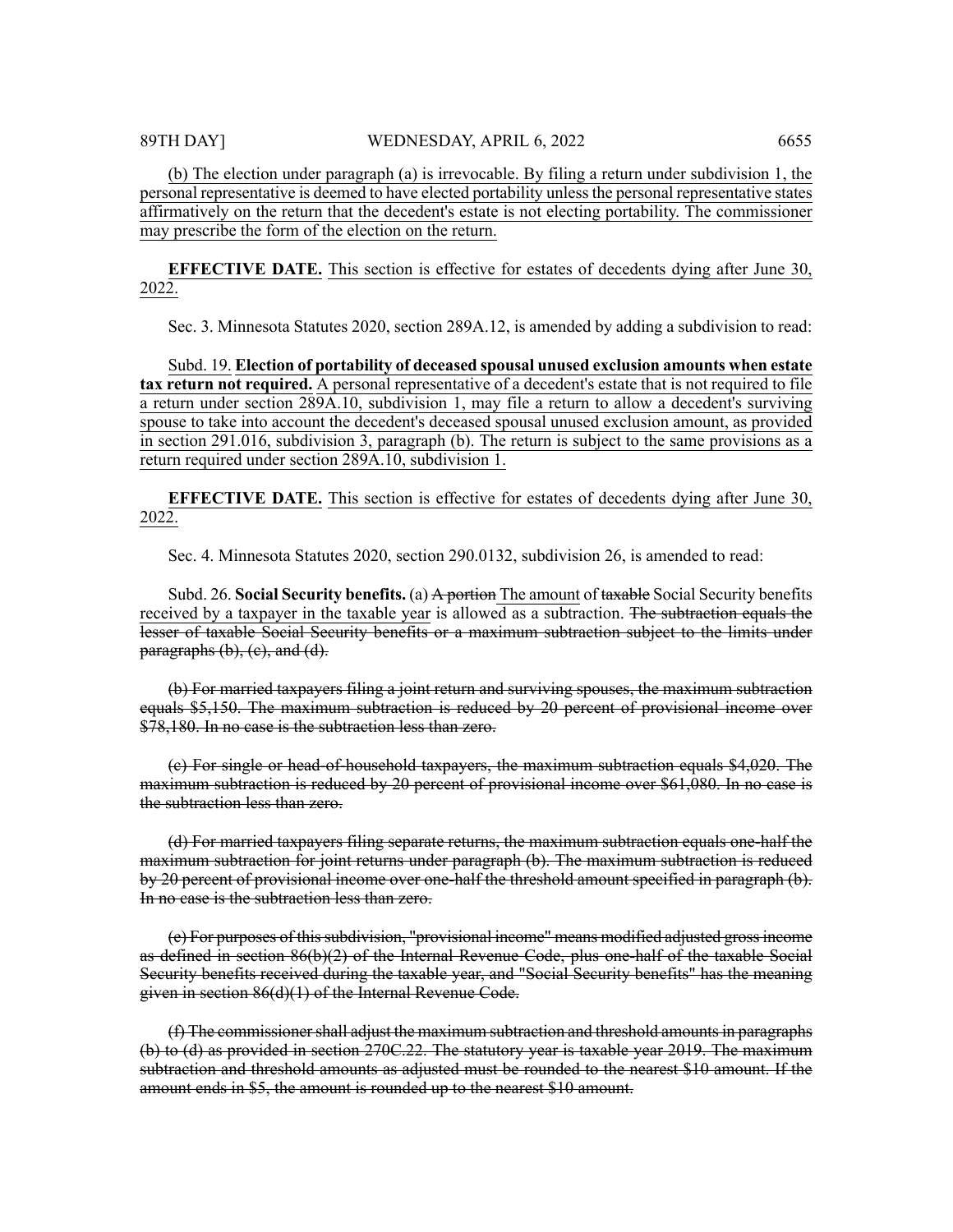(b) The election under paragraph (a) is irrevocable. By filing a return under subdivision 1, the personal representative is deemed to have elected portability unless the personal representative states affirmatively on the return that the decedent's estate is not electing portability. The commissioner may prescribe the form of the election on the return.

**EFFECTIVE DATE.** This section is effective for estates of decedents dying after June 30, 2022.

Sec. 3. Minnesota Statutes 2020, section 289A.12, is amended by adding a subdivision to read:

Subd. 19. **Election of portability of deceased spousal unused exclusion amounts when estate tax return not required.** A personal representative of a decedent's estate that is not required to file a return under section 289A.10, subdivision 1, may file a return to allow a decedent's surviving spouse to take into account the decedent's deceased spousal unused exclusion amount, as provided in section 291.016, subdivision 3, paragraph (b). The return is subject to the same provisions as a return required under section 289A.10, subdivision 1.

**EFFECTIVE DATE.** This section is effective for estates of decedents dying after June 30, 2022.

Sec. 4. Minnesota Statutes 2020, section 290.0132, subdivision 26, is amended to read:

Subd. 26. **Social Security benefits.** (a) ~~A portion~~ The amount of ~~taxable~~ Social Security benefits received by a taxpayer in the taxable year is allowed as a subtraction. ~~The subtraction equals the lesser of taxable Social Security benefits or a maximum subtraction subject to the limits under paragraphs (b), (c), and (d).~~

~~(b) For married taxpayers filing a joint return and surviving spouses, the maximum subtraction equals $5,150. The maximum subtraction is reduced by 20 percent of provisional income over $78,180. In no case is the subtraction less than zero.~~

~~(c) For single or head-of-household taxpayers, the maximum subtraction equals $4,020. The maximum subtraction is reduced by 20 percent of provisional income over $61,080. In no case is the subtraction less than zero.~~

~~(d) For married taxpayers filing separate returns, the maximum subtraction equals one-half the maximum subtraction for joint returns under paragraph (b). The maximum subtraction is reduced by 20 percent of provisional income over one-half the threshold amount specified in paragraph (b). In no case is the subtraction less than zero.~~

~~(e) For purposes of this subdivision, "provisional income" means modified adjusted gross income as defined in section 86(b)(2) of the Internal Revenue Code, plus one-half of the taxable Social Security benefits received during the taxable year, and "Social Security benefits" has the meaning given in section 86(d)(1) of the Internal Revenue Code.~~

~~(f) The commissioner shall adjust the maximum subtraction and threshold amounts in paragraphs (b) to (d) as provided in section 270C.22. The statutory year is taxable year 2019. The maximum subtraction and threshold amounts as adjusted must be rounded to the nearest $10 amount. If the amount ends in $5, the amount is rounded up to the nearest $10 amount.~~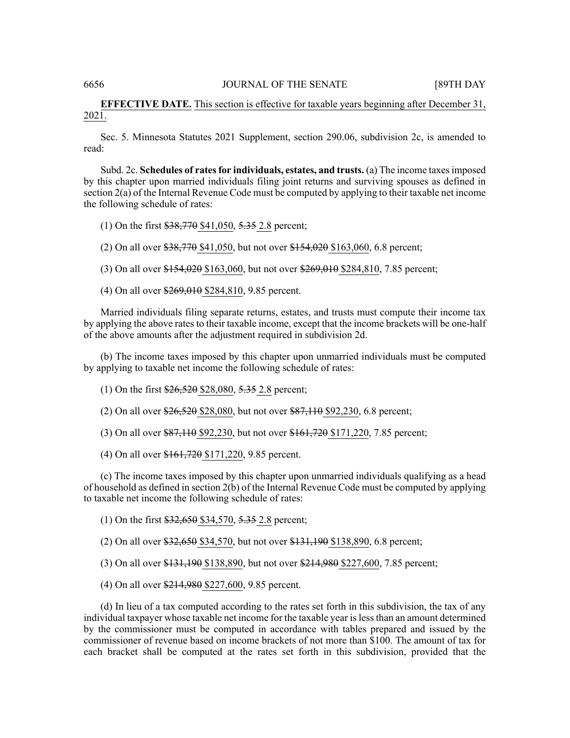**EFFECTIVE DATE.** This section is effective for taxable years beginning after December 31, 2021.

Sec. 5. Minnesota Statutes 2021 Supplement, section 290.06, subdivision 2c, is amended to read:

Subd. 2c. **Schedules of rates for individuals, estates, and trusts.** (a) The income taxes imposed by this chapter upon married individuals filing joint returns and surviving spouses as defined in section 2(a) of the Internal Revenue Code must be computed by applying to their taxable net income the following schedule of rates:

(1) On the first ~~$38,770~~ $41,050, ~~5.35~~ 2.8 percent;

(2) On all over ~~$38,770~~ $41,050, but not over ~~$154,020~~ $163,060, 6.8 percent;

(3) On all over ~~$154,020~~ $163,060, but not over ~~$269,010~~ $284,810, 7.85 percent;

(4) On all over ~~$269,010~~ $284,810, 9.85 percent.

Married individuals filing separate returns, estates, and trusts must compute their income tax by applying the above rates to their taxable income, except that the income brackets will be one-half of the above amounts after the adjustment required in subdivision 2d.

(b) The income taxes imposed by this chapter upon unmarried individuals must be computed by applying to taxable net income the following schedule of rates:

(1) On the first ~~$26,520~~ $28,080, ~~5.35~~ 2.8 percent;

(2) On all over ~~$26,520~~ $28,080, but not over ~~$87,110~~ $92,230, 6.8 percent;

(3) On all over ~~$87,110~~ $92,230, but not over ~~$161,720~~ $171,220, 7.85 percent;

(4) On all over ~~$161,720~~ $171,220, 9.85 percent.

(c) The income taxes imposed by this chapter upon unmarried individuals qualifying as a head of household as defined in section 2(b) of the Internal Revenue Code must be computed by applying to taxable net income the following schedule of rates:

(1) On the first ~~$32,650~~ $34,570, ~~5.35~~ 2.8 percent;

(2) On all over ~~$32,650~~ $34,570, but not over ~~$131,190~~ $138,890, 6.8 percent;

(3) On all over ~~$131,190~~ $138,890, but not over ~~$214,980~~ $227,600, 7.85 percent;

(4) On all over ~~$214,980~~ $227,600, 9.85 percent.

(d) In lieu of a tax computed according to the rates set forth in this subdivision, the tax of any individual taxpayer whose taxable net income for the taxable year is less than an amount determined by the commissioner must be computed in accordance with tables prepared and issued by the commissioner of revenue based on income brackets of not more than $100. The amount of tax for each bracket shall be computed at the rates set forth in this subdivision, provided that the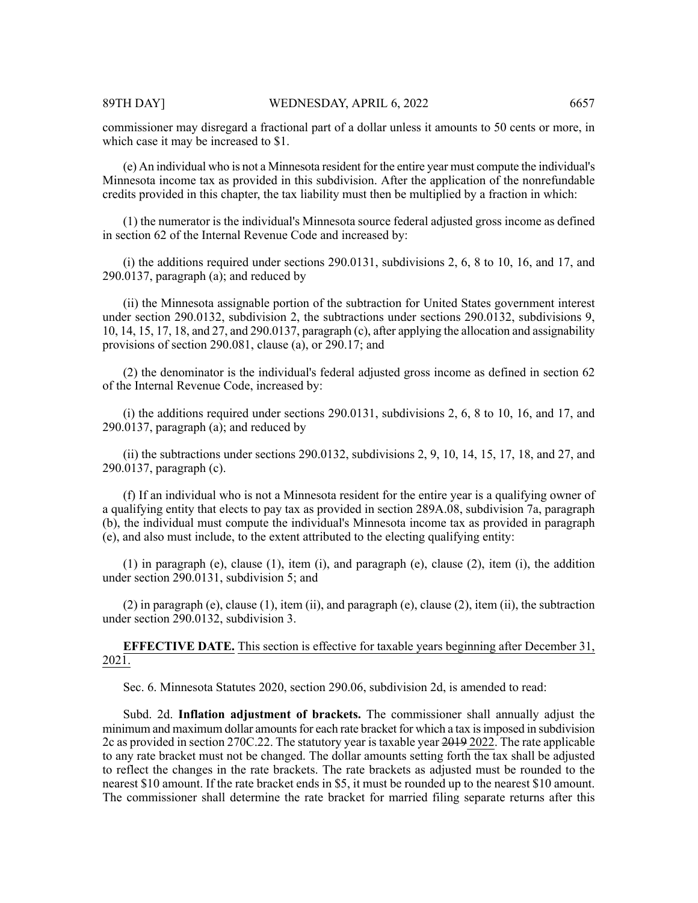commissioner may disregard a fractional part of a dollar unless it amounts to 50 cents or more, in which case it may be increased to $1.

(e) An individual who is not a Minnesota resident for the entire year must compute the individual's Minnesota income tax as provided in this subdivision. After the application of the nonrefundable credits provided in this chapter, the tax liability must then be multiplied by a fraction in which:

(1) the numerator is the individual's Minnesota source federal adjusted gross income as defined in section 62 of the Internal Revenue Code and increased by:

(i) the additions required under sections 290.0131, subdivisions 2, 6, 8 to 10, 16, and 17, and 290.0137, paragraph (a); and reduced by

(ii) the Minnesota assignable portion of the subtraction for United States government interest under section 290.0132, subdivision 2, the subtractions under sections 290.0132, subdivisions 9, 10, 14, 15, 17, 18, and 27, and 290.0137, paragraph (c), after applying the allocation and assignability provisions of section 290.081, clause (a), or 290.17; and

(2) the denominator is the individual's federal adjusted gross income as defined in section 62 of the Internal Revenue Code, increased by:

(i) the additions required under sections 290.0131, subdivisions 2, 6, 8 to 10, 16, and 17, and 290.0137, paragraph (a); and reduced by

(ii) the subtractions under sections 290.0132, subdivisions 2, 9, 10, 14, 15, 17, 18, and 27, and 290.0137, paragraph (c).

(f) If an individual who is not a Minnesota resident for the entire year is a qualifying owner of a qualifying entity that elects to pay tax as provided in section 289A.08, subdivision 7a, paragraph (b), the individual must compute the individual's Minnesota income tax as provided in paragraph (e), and also must include, to the extent attributed to the electing qualifying entity:

(1) in paragraph (e), clause (1), item (i), and paragraph (e), clause (2), item (i), the addition under section 290.0131, subdivision 5; and

(2) in paragraph (e), clause (1), item (ii), and paragraph (e), clause (2), item (ii), the subtraction under section 290.0132, subdivision 3.

**EFFECTIVE DATE.** This section is effective for taxable years beginning after December 31, 2021.

Sec. 6. Minnesota Statutes 2020, section 290.06, subdivision 2d, is amended to read:

Subd. 2d. **Inflation adjustment of brackets.** The commissioner shall annually adjust the minimum and maximum dollar amounts for each rate bracket for which a tax is imposed in subdivision 2c as provided in section 270C.22. The statutory year is taxable year ~~2019~~ 2022. The rate applicable to any rate bracket must not be changed. The dollar amounts setting forth the tax shall be adjusted to reflect the changes in the rate brackets. The rate brackets as adjusted must be rounded to the nearest $10 amount. If the rate bracket ends in $5, it must be rounded up to the nearest $10 amount. The commissioner shall determine the rate bracket for married filing separate returns after this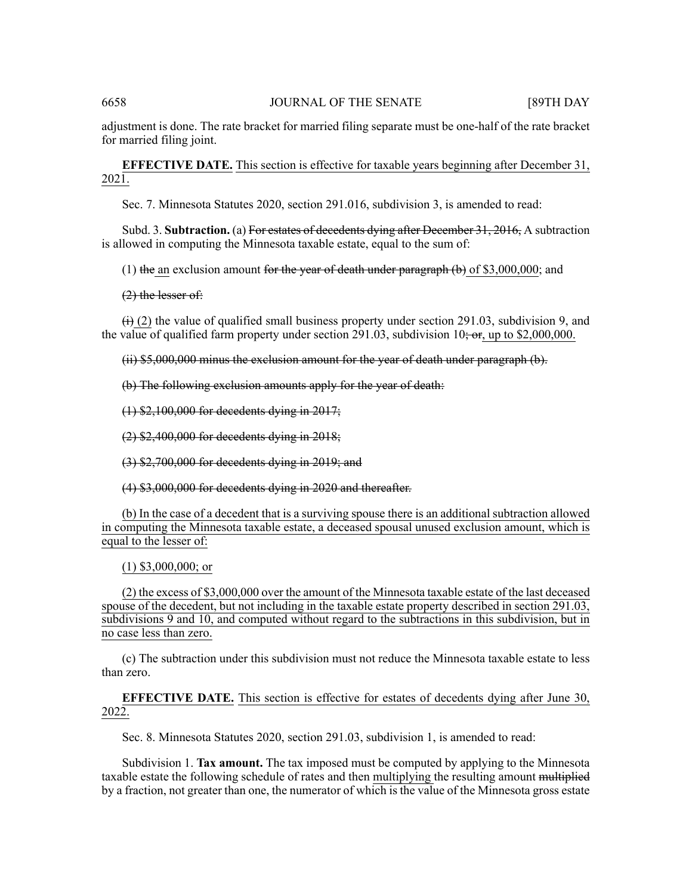adjustment is done. The rate bracket for married filing separate must be one-half of the rate bracket for married filing joint.

**EFFECTIVE DATE.** This section is effective for taxable years beginning after December 31, 2021.

Sec. 7. Minnesota Statutes 2020, section 291.016, subdivision 3, is amended to read:

Subd. 3. **Subtraction.** (a) ~~For estates of decedents dying after December 31, 2016,~~ A subtraction is allowed in computing the Minnesota taxable estate, equal to the sum of:

(1) ~~the~~ an exclusion amount ~~for the year of death under paragraph (b)~~ of $3,000,000; and

~~(2) the lesser of:~~

~~(i)~~ (2) the value of qualified small business property under section 291.03, subdivision 9, and the value of qualified farm property under section 291.03, subdivision 10~~; or~~, up to $2,000,000.

~~(ii) $5,000,000 minus the exclusion amount for the year of death under paragraph (b).~~

~~(b) The following exclusion amounts apply for the year of death:~~

~~(1) $2,100,000 for decedents dying in 2017;~~

~~(2) $2,400,000 for decedents dying in 2018;~~

~~(3) $2,700,000 for decedents dying in 2019; and~~

~~(4) $3,000,000 for decedents dying in 2020 and thereafter.~~

(b) In the case of a decedent that is a surviving spouse there is an additional subtraction allowed in computing the Minnesota taxable estate, a deceased spousal unused exclusion amount, which is equal to the lesser of:

(1) $3,000,000; or

(2) the excess of $3,000,000 over the amount of the Minnesota taxable estate of the last deceased spouse of the decedent, but not including in the taxable estate property described in section 291.03, subdivisions 9 and 10, and computed without regard to the subtractions in this subdivision, but in no case less than zero.

(c) The subtraction under this subdivision must not reduce the Minnesota taxable estate to less than zero.

**EFFECTIVE DATE.** This section is effective for estates of decedents dying after June 30, 2022.

Sec. 8. Minnesota Statutes 2020, section 291.03, subdivision 1, is amended to read:

Subdivision 1. **Tax amount.** The tax imposed must be computed by applying to the Minnesota taxable estate the following schedule of rates and then multiplying the resulting amount ~~multiplied~~ by a fraction, not greater than one, the numerator of which is the value of the Minnesota gross estate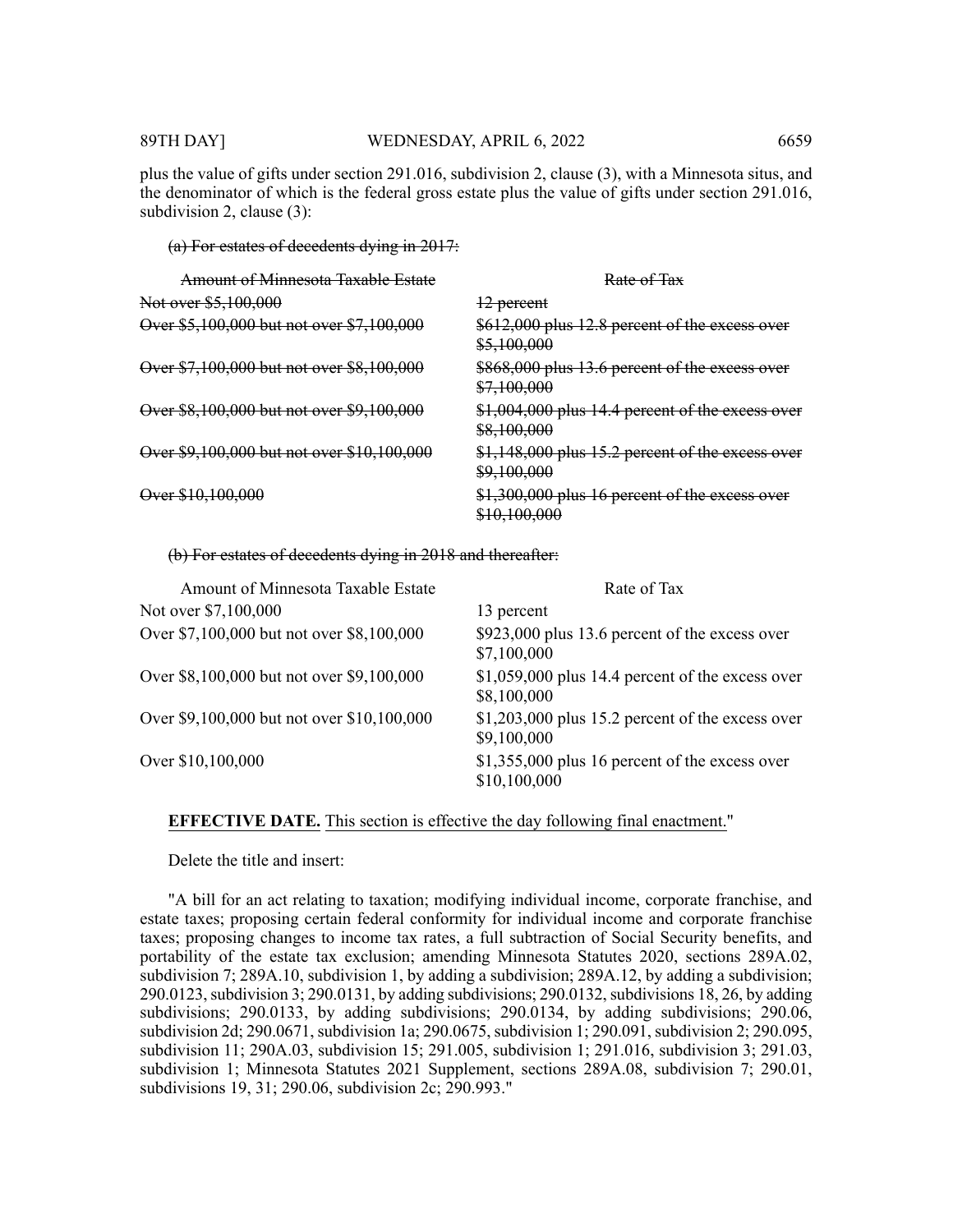plus the value of gifts under section 291.016, subdivision 2, clause (3), with a Minnesota situs, and the denominator of which is the federal gross estate plus the value of gifts under section 291.016, subdivision 2, clause (3):

~~(a) For estates of decedents dying in 2017:~~

| ~~Amount of Minnesota Taxable Estate~~ | ~~Rate of Tax~~ |
|---|---|
| ~~Not over $5,100,000~~ | ~~12 percent~~ |
| ~~Over $5,100,000 but not over $7,100,000~~ | ~~$612,000 plus 12.8 percent of the excess over $5,100,000~~ |
| ~~Over $7,100,000 but not over $8,100,000~~ | ~~$868,000 plus 13.6 percent of the excess over $7,100,000~~ |
| ~~Over $8,100,000 but not over $9,100,000~~ | ~~$1,004,000 plus 14.4 percent of the excess over $8,100,000~~ |
| ~~Over $9,100,000 but not over $10,100,000~~ | ~~$1,148,000 plus 15.2 percent of the excess over $9,100,000~~ |
| ~~Over $10,100,000~~ | ~~$1,300,000 plus 16 percent of the excess over $10,100,000~~ |

~~(b) For estates of decedents dying in 2018 and thereafter:~~

| Amount of Minnesota Taxable Estate | Rate of Tax |
|---|---|
| Not over $7,100,000 | 13 percent |
| Over $7,100,000 but not over $8,100,000 | $923,000 plus 13.6 percent of the excess over $7,100,000 |
| Over $8,100,000 but not over $9,100,000 | $1,059,000 plus 14.4 percent of the excess over $8,100,000 |
| Over $9,100,000 but not over $10,100,000 | $1,203,000 plus 15.2 percent of the excess over $9,100,000 |
| Over $10,100,000 | $1,355,000 plus 16 percent of the excess over $10,100,000 |

<u>**EFFECTIVE DATE.** This section is effective the day following final enactment.</u>"

Delete the title and insert:

"A bill for an act relating to taxation; modifying individual income, corporate franchise, and estate taxes; proposing certain federal conformity for individual income and corporate franchise taxes; proposing changes to income tax rates, a full subtraction of Social Security benefits, and portability of the estate tax exclusion; amending Minnesota Statutes 2020, sections 289A.02, subdivision 7; 289A.10, subdivision 1, by adding a subdivision; 289A.12, by adding a subdivision; 290.0123, subdivision 3; 290.0131, by adding subdivisions; 290.0132, subdivisions 18, 26, by adding subdivisions; 290.0133, by adding subdivisions; 290.0134, by adding subdivisions; 290.06, subdivision 2d; 290.0671, subdivision 1a; 290.0675, subdivision 1; 290.091, subdivision 2; 290.095, subdivision 11; 290A.03, subdivision 15; 291.005, subdivision 1; 291.016, subdivision 3; 291.03, subdivision 1; Minnesota Statutes 2021 Supplement, sections 289A.08, subdivision 7; 290.01, subdivisions 19, 31; 290.06, subdivision 2c; 290.993."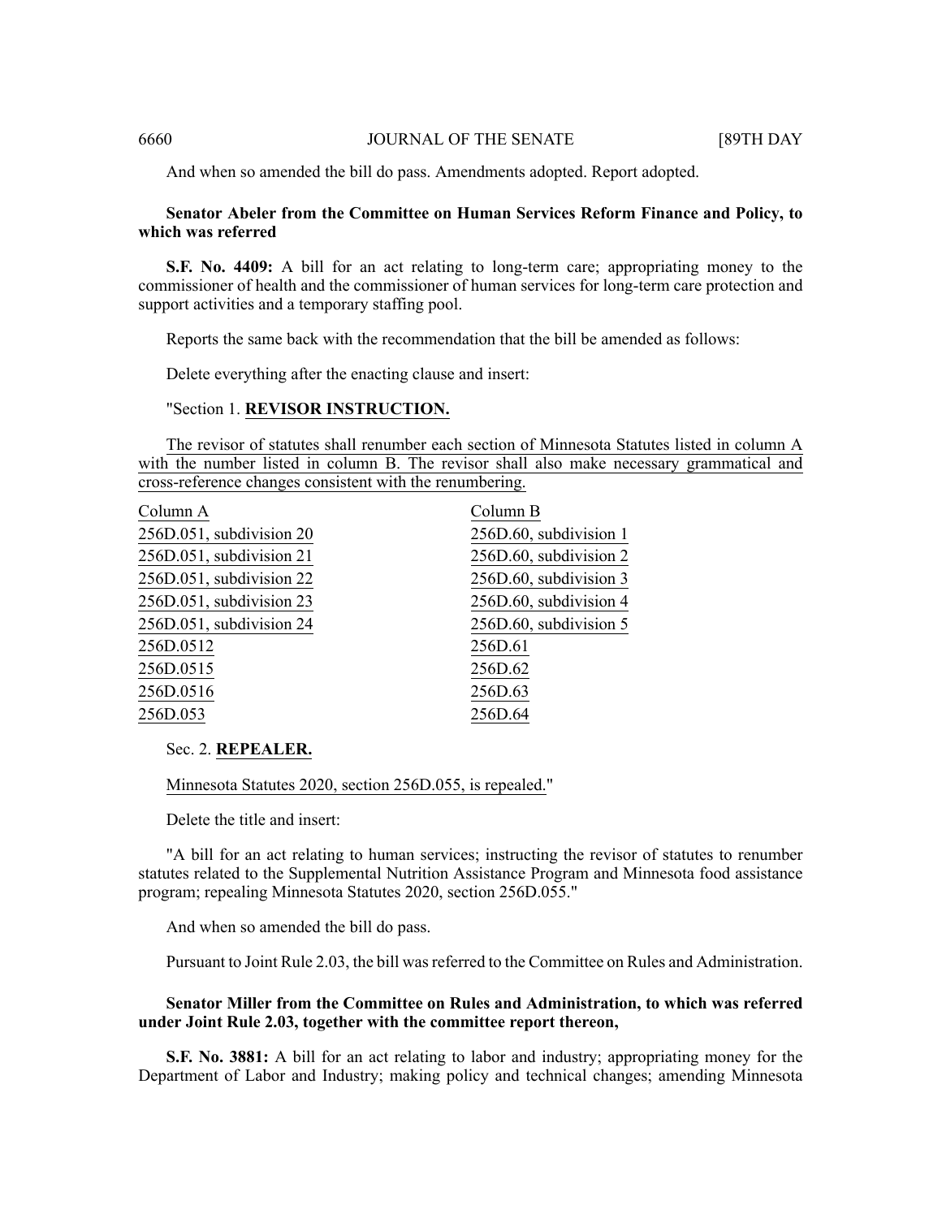And when so amended the bill do pass. Amendments adopted. Report adopted.

**Senator Abeler from the Committee on Human Services Reform Finance and Policy, to which was referred**

**S.F. No. 4409:** A bill for an act relating to long-term care; appropriating money to the commissioner of health and the commissioner of human services for long-term care protection and support activities and a temporary staffing pool.

Reports the same back with the recommendation that the bill be amended as follows:

Delete everything after the enacting clause and insert:

"Section 1. **REVISOR INSTRUCTION.**

The revisor of statutes shall renumber each section of Minnesota Statutes listed in column A with the number listed in column B. The revisor shall also make necessary grammatical and cross-reference changes consistent with the renumbering.

| Column A | Column B |
|---|---|
| 256D.051, subdivision 20 | 256D.60, subdivision 1 |
| 256D.051, subdivision 21 | 256D.60, subdivision 2 |
| 256D.051, subdivision 22 | 256D.60, subdivision 3 |
| 256D.051, subdivision 23 | 256D.60, subdivision 4 |
| 256D.051, subdivision 24 | 256D.60, subdivision 5 |
| 256D.0512 | 256D.61 |
| 256D.0515 | 256D.62 |
| 256D.0516 | 256D.63 |
| 256D.053 | 256D.64 |

Sec. 2. **REPEALER.**

Minnesota Statutes 2020, section 256D.055, is repealed."

Delete the title and insert:

"A bill for an act relating to human services; instructing the revisor of statutes to renumber statutes related to the Supplemental Nutrition Assistance Program and Minnesota food assistance program; repealing Minnesota Statutes 2020, section 256D.055."

And when so amended the bill do pass.

Pursuant to Joint Rule 2.03, the bill was referred to the Committee on Rules and Administration.

**Senator Miller from the Committee on Rules and Administration, to which was referred under Joint Rule 2.03, together with the committee report thereon,**

**S.F. No. 3881:** A bill for an act relating to labor and industry; appropriating money for the Department of Labor and Industry; making policy and technical changes; amending Minnesota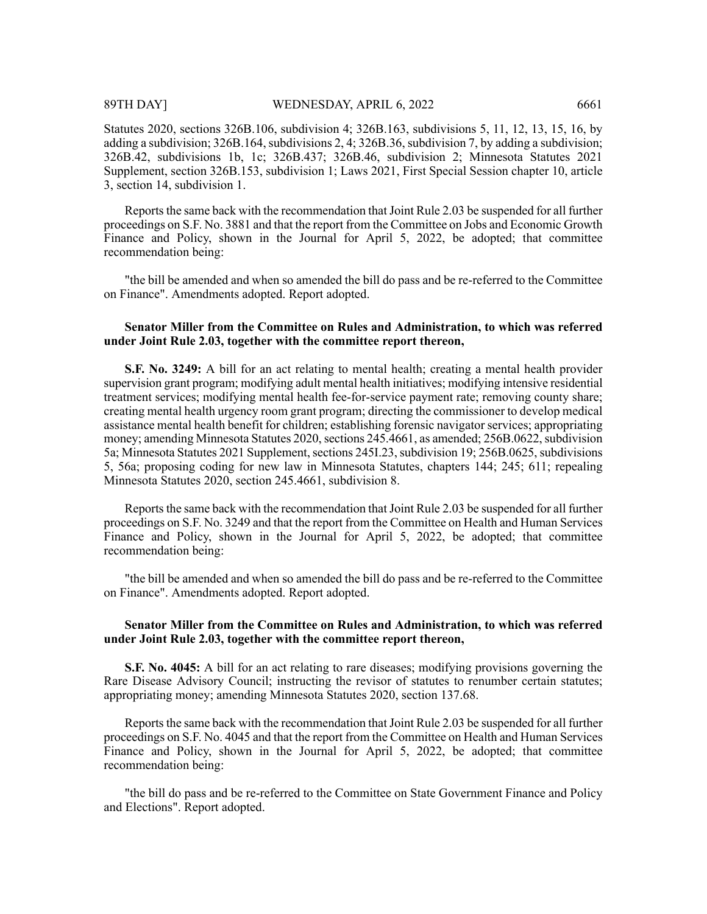Statutes 2020, sections 326B.106, subdivision 4; 326B.163, subdivisions 5, 11, 12, 13, 15, 16, by adding a subdivision; 326B.164, subdivisions 2, 4; 326B.36, subdivision 7, by adding a subdivision; 326B.42, subdivisions 1b, 1c; 326B.437; 326B.46, subdivision 2; Minnesota Statutes 2021 Supplement, section 326B.153, subdivision 1; Laws 2021, First Special Session chapter 10, article 3, section 14, subdivision 1.

Reports the same back with the recommendation that Joint Rule 2.03 be suspended for all further proceedings on S.F. No. 3881 and that the report from the Committee on Jobs and Economic Growth Finance and Policy, shown in the Journal for April 5, 2022, be adopted; that committee recommendation being:

"the bill be amended and when so amended the bill do pass and be re-referred to the Committee on Finance". Amendments adopted. Report adopted.

**Senator Miller from the Committee on Rules and Administration, to which was referred under Joint Rule 2.03, together with the committee report thereon,**

**S.F. No. 3249:** A bill for an act relating to mental health; creating a mental health provider supervision grant program; modifying adult mental health initiatives; modifying intensive residential treatment services; modifying mental health fee-for-service payment rate; removing county share; creating mental health urgency room grant program; directing the commissioner to develop medical assistance mental health benefit for children; establishing forensic navigator services; appropriating money; amending Minnesota Statutes 2020, sections 245.4661, as amended; 256B.0622, subdivision 5a; Minnesota Statutes 2021 Supplement, sections 245I.23, subdivision 19; 256B.0625, subdivisions 5, 56a; proposing coding for new law in Minnesota Statutes, chapters 144; 245; 611; repealing Minnesota Statutes 2020, section 245.4661, subdivision 8.

Reports the same back with the recommendation that Joint Rule 2.03 be suspended for all further proceedings on S.F. No. 3249 and that the report from the Committee on Health and Human Services Finance and Policy, shown in the Journal for April 5, 2022, be adopted; that committee recommendation being:

"the bill be amended and when so amended the bill do pass and be re-referred to the Committee on Finance". Amendments adopted. Report adopted.

**Senator Miller from the Committee on Rules and Administration, to which was referred under Joint Rule 2.03, together with the committee report thereon,**

**S.F. No. 4045:** A bill for an act relating to rare diseases; modifying provisions governing the Rare Disease Advisory Council; instructing the revisor of statutes to renumber certain statutes; appropriating money; amending Minnesota Statutes 2020, section 137.68.

Reports the same back with the recommendation that Joint Rule 2.03 be suspended for all further proceedings on S.F. No. 4045 and that the report from the Committee on Health and Human Services Finance and Policy, shown in the Journal for April 5, 2022, be adopted; that committee recommendation being:

"the bill do pass and be re-referred to the Committee on State Government Finance and Policy and Elections". Report adopted.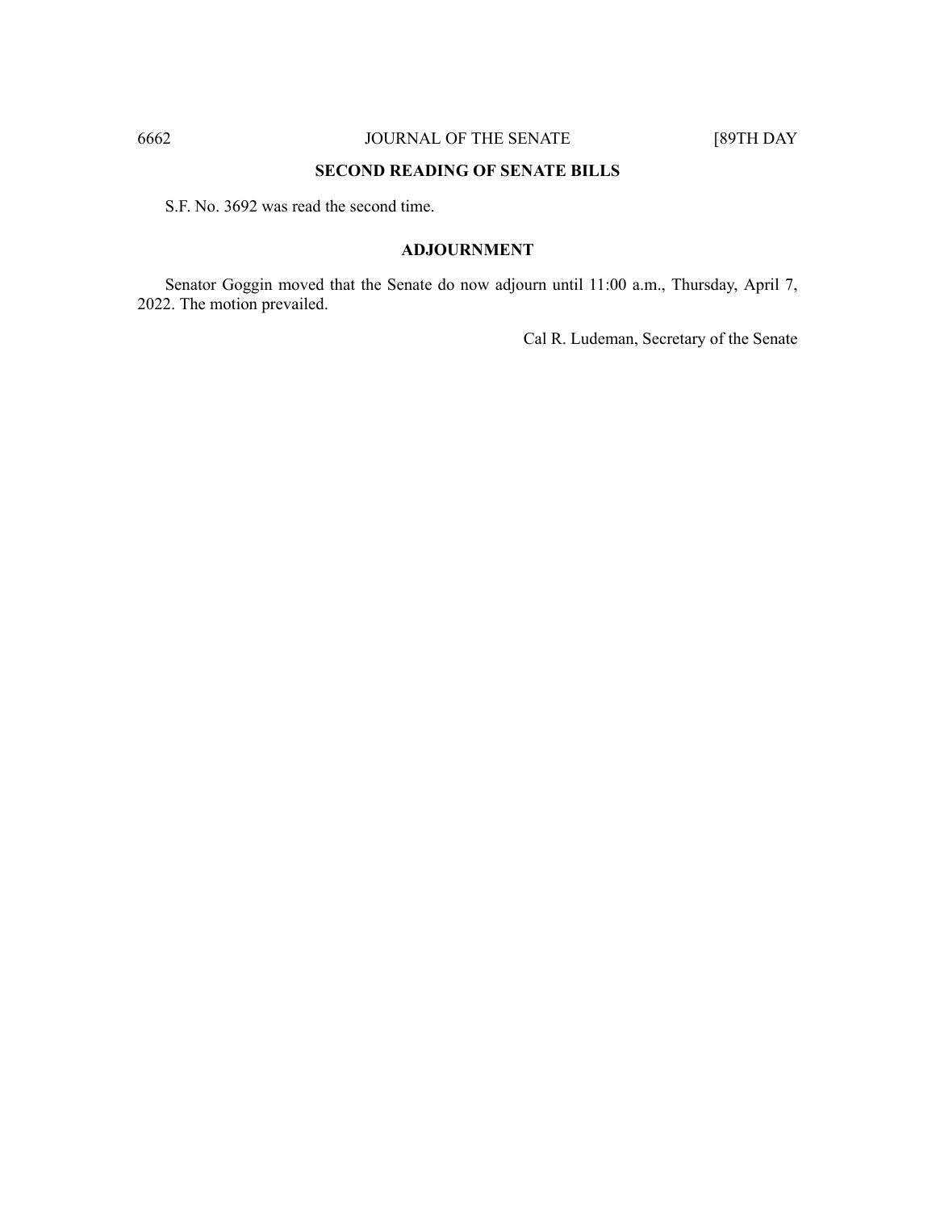## SECOND READING OF SENATE BILLS

S.F. No. 3692 was read the second time.

## ADJOURNMENT

Senator Goggin moved that the Senate do now adjourn until 11:00 a.m., Thursday, April 7, 2022. The motion prevailed.

Cal R. Ludeman, Secretary of the Senate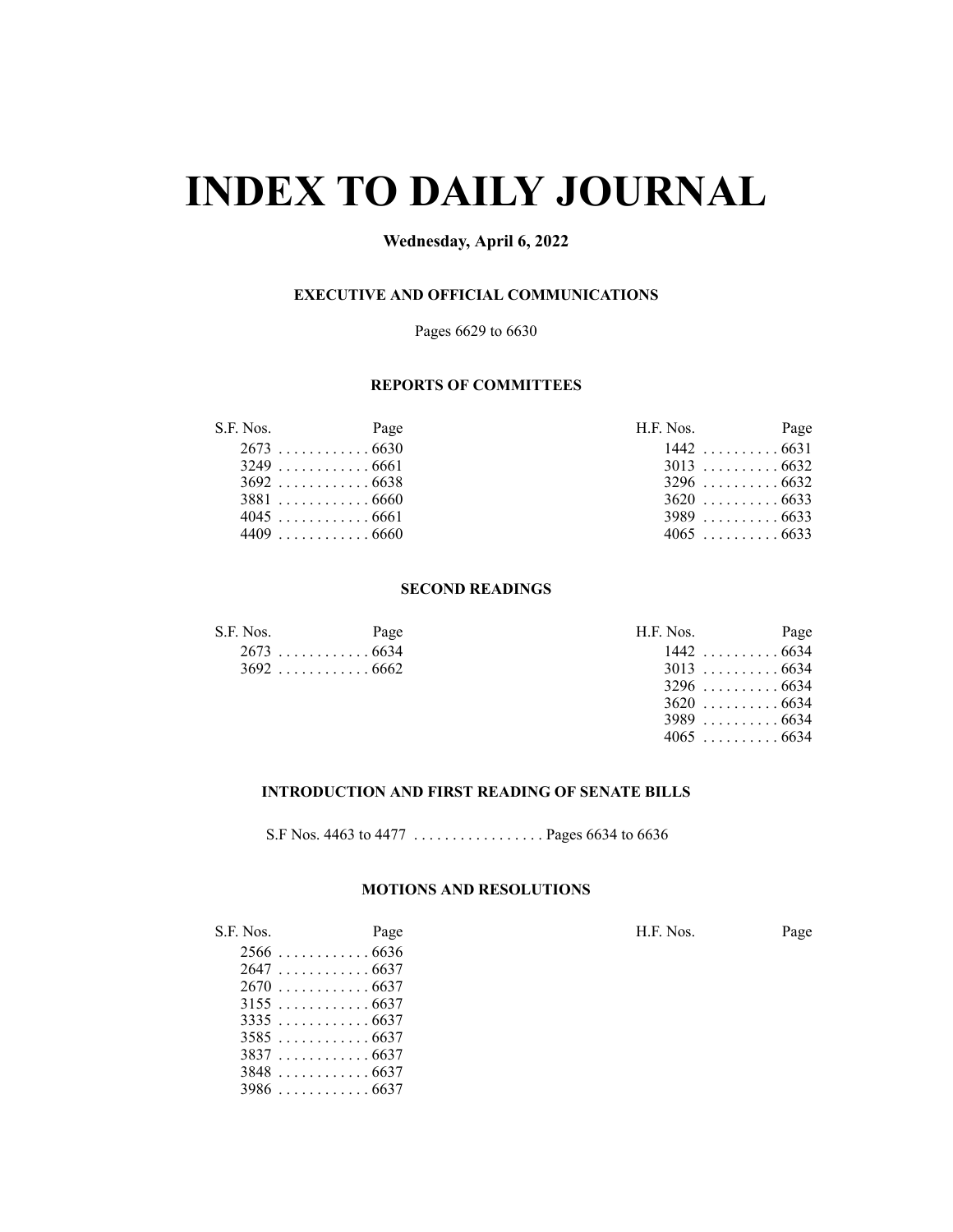# INDEX TO DAILY JOURNAL

**Wednesday, April 6, 2022**

### EXECUTIVE AND OFFICIAL COMMUNICATIONS

Pages 6629 to 6630

### REPORTS OF COMMITTEES

| S.F. Nos. | Page | H.F. Nos. | Page |
|---|---|---|---|
| 2673 | 6630 | 1442 | 6631 |
| 3249 | 6661 | 3013 | 6632 |
| 3692 | 6638 | 3296 | 6632 |
| 3881 | 6660 | 3620 | 6633 |
| 4045 | 6661 | 3989 | 6633 |
| 4409 | 6660 | 4065 | 6633 |

### SECOND READINGS

| S.F. Nos. | Page | H.F. Nos. | Page |
|---|---|---|---|
| 2673 | 6634 | 1442 | 6634 |
| 3692 | 6662 | 3013 | 6634 |
| | | 3296 | 6634 |
| | | 3620 | 6634 |
| | | 3989 | 6634 |
| | | 4065 | 6634 |

### INTRODUCTION AND FIRST READING OF SENATE BILLS

S.F Nos. 4463 to 4477 . . . . . . . . . . . . . . . . . Pages 6634 to 6636

### MOTIONS AND RESOLUTIONS

| S.F. Nos. | Page | H.F. Nos. | Page |
|---|---|---|---|
| 2566 | 6636 | | |
| 2647 | 6637 | | |
| 2670 | 6637 | | |
| 3155 | 6637 | | |
| 3335 | 6637 | | |
| 3585 | 6637 | | |
| 3837 | 6637 | | |
| 3848 | 6637 | | |
| 3986 | 6637 | | |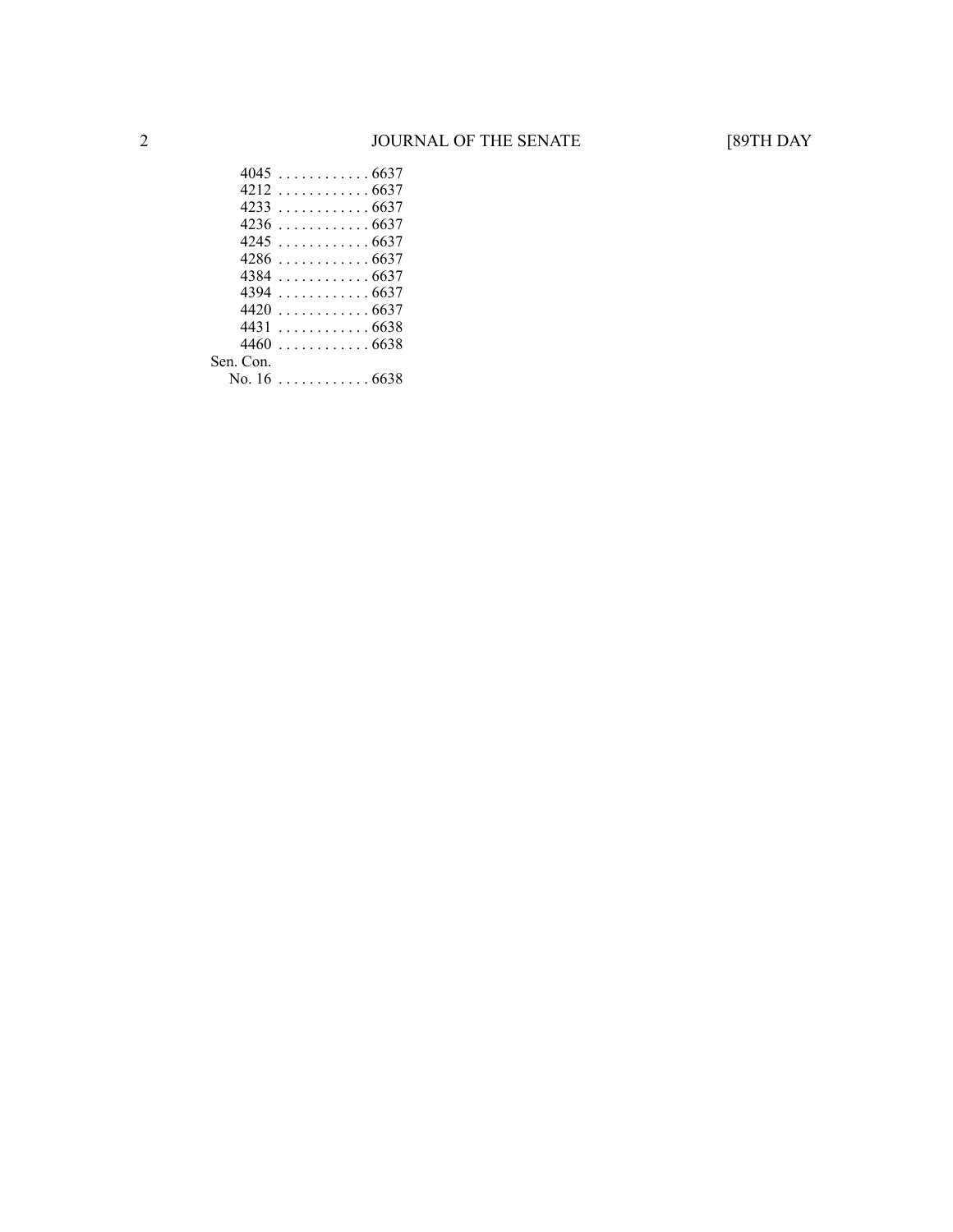4045 . . . . . . . . . . . . 6637
4212 . . . . . . . . . . . . 6637
4233 . . . . . . . . . . . . 6637
4236 . . . . . . . . . . . . 6637
4245 . . . . . . . . . . . . 6637
4286 . . . . . . . . . . . . 6637
4384 . . . . . . . . . . . . 6637
4394 . . . . . . . . . . . . 6637
4420 . . . . . . . . . . . . 6637
4431 . . . . . . . . . . . . 6638
4460 . . . . . . . . . . . . 6638

Sen. Con.
No. 16 . . . . . . . . . . . . 6638